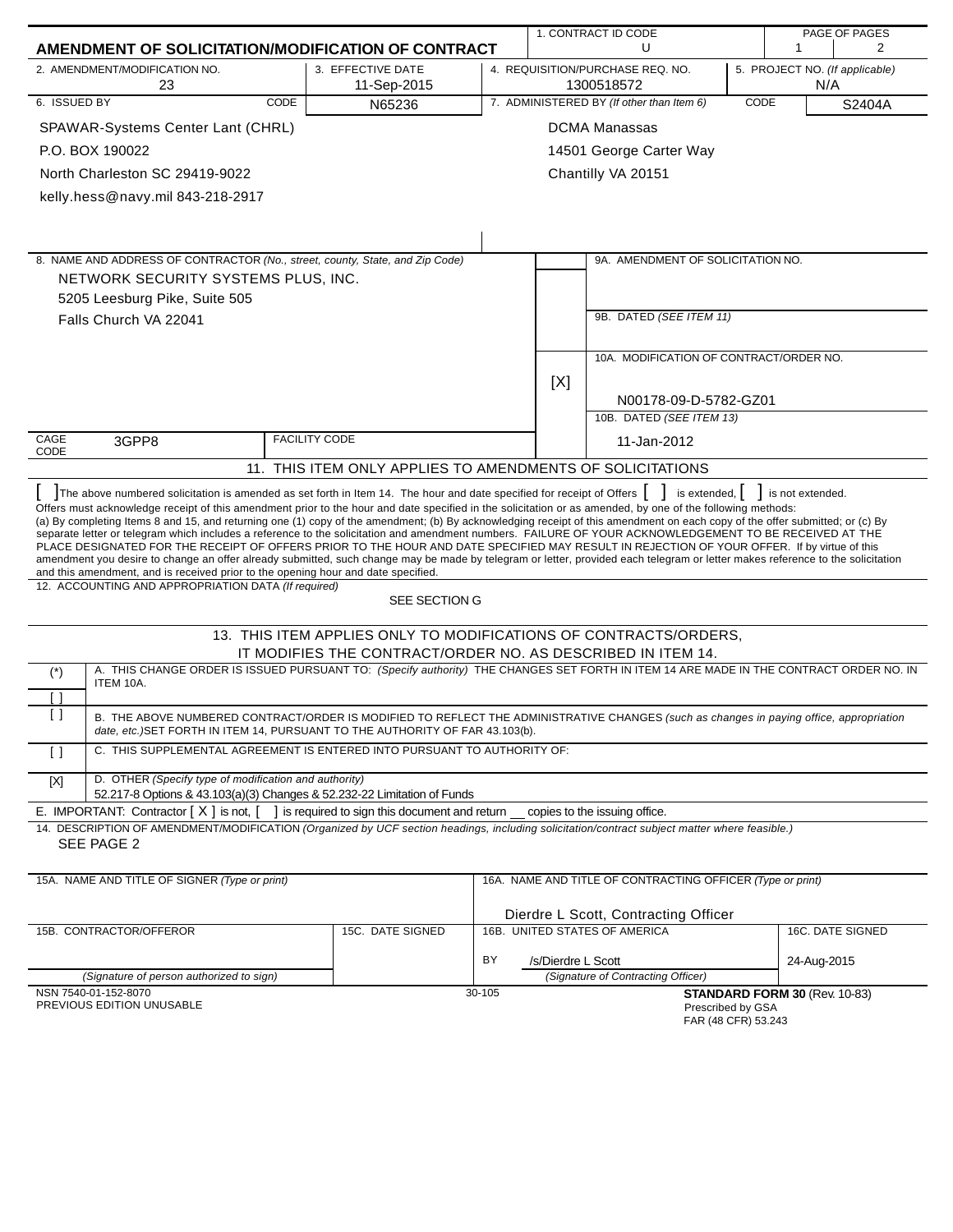# AMENDMENT OF SOLICITATION/MODIFICATION OF CONTRACT

| 1. CONTRACT ID CODE | PAGE OF PAGES |
|---|---|
| U | 1 / 2 |

| 2. AMENDMENT/MODIFICATION NO. | 3. EFFECTIVE DATE | 4. REQUISITION/PURCHASE REQ. NO. | 5. PROJECT NO. *(If applicable)* |
|---|---|---|---|
| 23 | 11-Sep-2015 | 1300518572 | N/A |

| 6. ISSUED BY | CODE | 7. ADMINISTERED BY *(If other than Item 6)* | CODE |
|---|---|---|---|
| SPAWAR-Systems Center Lant (CHRL)<br>P.O. BOX 190022<br>North Charleston SC 29419-9022<br>kelly.hess@navy.mil 843-218-2917 | N65236 | DCMA Manassas<br>14501 George Carter Way<br>Chantilly VA 20151 | S2404A |

**8. NAME AND ADDRESS OF CONTRACTOR** *(No., street, county, State, and Zip Code)*

NETWORK SECURITY SYSTEMS PLUS, INC.
5205 Leesburg Pike, Suite 505
Falls Church VA 22041

9A. AMENDMENT OF SOLICITATION NO.

9B. DATED *(SEE ITEM 11)*

[X] 10A. MODIFICATION OF CONTRACT/ORDER NO.
N00178-09-D-5782-GZ01

10B. DATED *(SEE ITEM 13)*
11-Jan-2012

CAGE CODE: 3GPP8 | FACILITY CODE:

## 11. THIS ITEM ONLY APPLIES TO AMENDMENTS OF SOLICITATIONS

[ ] The above numbered solicitation is amended as set forth in Item 14. The hour and date specified for receipt of Offers [ ] is extended, [ ] is not extended.
Offers must acknowledge receipt of this amendment prior to the hour and date specified in the solicitation or as amended, by one of the following methods:
(a) By completing Items 8 and 15, and returning one (1) copy of the amendment; (b) By acknowledging receipt of this amendment on each copy of the offer submitted; or (c) By separate letter or telegram which includes a reference to the solicitation and amendment numbers. FAILURE OF YOUR ACKNOWLEDGEMENT TO BE RECEIVED AT THE PLACE DESIGNATED FOR THE RECEIPT OF OFFERS PRIOR TO THE HOUR AND DATE SPECIFIED MAY RESULT IN REJECTION OF YOUR OFFER. If by virtue of this amendment you desire to change an offer already submitted, such change may be made by telegram or letter, provided each telegram or letter makes reference to the solicitation and this amendment, and is received prior to the opening hour and date specified.

12. ACCOUNTING AND APPROPRIATION DATA *(If required)*
SEE SECTION G

## 13. THIS ITEM APPLIES ONLY TO MODIFICATIONS OF CONTRACTS/ORDERS, IT MODIFIES THE CONTRACT/ORDER NO. AS DESCRIBED IN ITEM 14.

| | |
|---|---|
| (*) | A. THIS CHANGE ORDER IS ISSUED PURSUANT TO: *(Specify authority)* THE CHANGES SET FORTH IN ITEM 14 ARE MADE IN THE CONTRACT ORDER NO. IN ITEM 10A. |
| [ ] | |
| [ ] | B. THE ABOVE NUMBERED CONTRACT/ORDER IS MODIFIED TO REFLECT THE ADMINISTRATIVE CHANGES *(such as changes in paying office, appropriation date, etc.)* SET FORTH IN ITEM 14, PURSUANT TO THE AUTHORITY OF FAR 43.103(b). |
| [ ] | C. THIS SUPPLEMENTAL AGREEMENT IS ENTERED INTO PURSUANT TO AUTHORITY OF: |
| [X] | D. OTHER *(Specify type of modification and authority)*<br>52.217-8 Options & 43.103(a)(3) Changes & 52.232-22 Limitation of Funds |

E. IMPORTANT: Contractor [ X ] is not, [ ] is required to sign this document and return __ copies to the issuing office.

14. DESCRIPTION OF AMENDMENT/MODIFICATION *(Organized by UCF section headings, including solicitation/contract subject matter where feasible.)*
SEE PAGE 2

| 15A. NAME AND TITLE OF SIGNER *(Type or print)* | | 16A. NAME AND TITLE OF CONTRACTING OFFICER *(Type or print)* | |
|---|---|---|---|
| | | Dierdre L Scott, Contracting Officer | |
| 15B. CONTRACTOR/OFFEROR | 15C. DATE SIGNED | 16B. UNITED STATES OF AMERICA | 16C. DATE SIGNED |
| | | BY /s/Dierdre L Scott | 24-Aug-2015 |
| *(Signature of person authorized to sign)* | | *(Signature of Contracting Officer)* | |

NSN 7540-01-152-8070
PREVIOUS EDITION UNUSABLE

30-105

**STANDARD FORM 30** (Rev. 10-83)
Prescribed by GSA
FAR (48 CFR) 53.243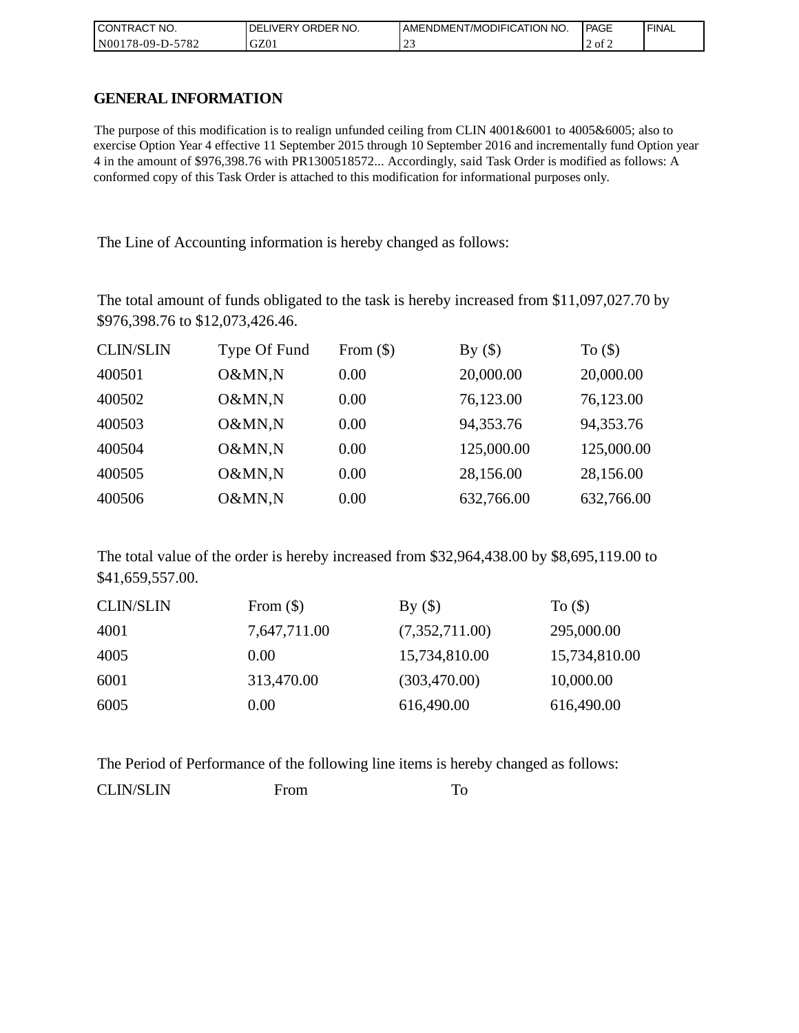| CONTRACT NO. | DELIVERY ORDER NO. | AMENDMENT/MODIFICATION NO. | PAGE | FINAL |
|---|---|---|---|---|
| N00178-09-D-5782 | GZ01 | 23 | 2 of 2 | |

## GENERAL INFORMATION

The purpose of this modification is to realign unfunded ceiling from CLIN 4001&6001 to 4005&6005; also to exercise Option Year 4 effective 11 September 2015 through 10 September 2016 and incrementally fund Option year 4 in the amount of $976,398.76 with PR1300518572... Accordingly, said Task Order is modified as follows: A conformed copy of this Task Order is attached to this modification for informational purposes only.

The Line of Accounting information is hereby changed as follows:

The total amount of funds obligated to the task is hereby increased from $11,097,027.70 by $976,398.76 to $12,073,426.46.

| CLIN/SLIN | Type Of Fund | From ($) | By ($) | To ($) |
|---|---|---|---|---|
| 400501 | O&MN,N | 0.00 | 20,000.00 | 20,000.00 |
| 400502 | O&MN,N | 0.00 | 76,123.00 | 76,123.00 |
| 400503 | O&MN,N | 0.00 | 94,353.76 | 94,353.76 |
| 400504 | O&MN,N | 0.00 | 125,000.00 | 125,000.00 |
| 400505 | O&MN,N | 0.00 | 28,156.00 | 28,156.00 |
| 400506 | O&MN,N | 0.00 | 632,766.00 | 632,766.00 |

The total value of the order is hereby increased from $32,964,438.00 by $8,695,119.00 to $41,659,557.00.

| CLIN/SLIN | From ($) | By ($) | To ($) |
|---|---|---|---|
| 4001 | 7,647,711.00 | (7,352,711.00) | 295,000.00 |
| 4005 | 0.00 | 15,734,810.00 | 15,734,810.00 |
| 6001 | 313,470.00 | (303,470.00) | 10,000.00 |
| 6005 | 0.00 | 616,490.00 | 616,490.00 |

The Period of Performance of the following line items is hereby changed as follows:

| CLIN/SLIN | From | To |
|---|---|---|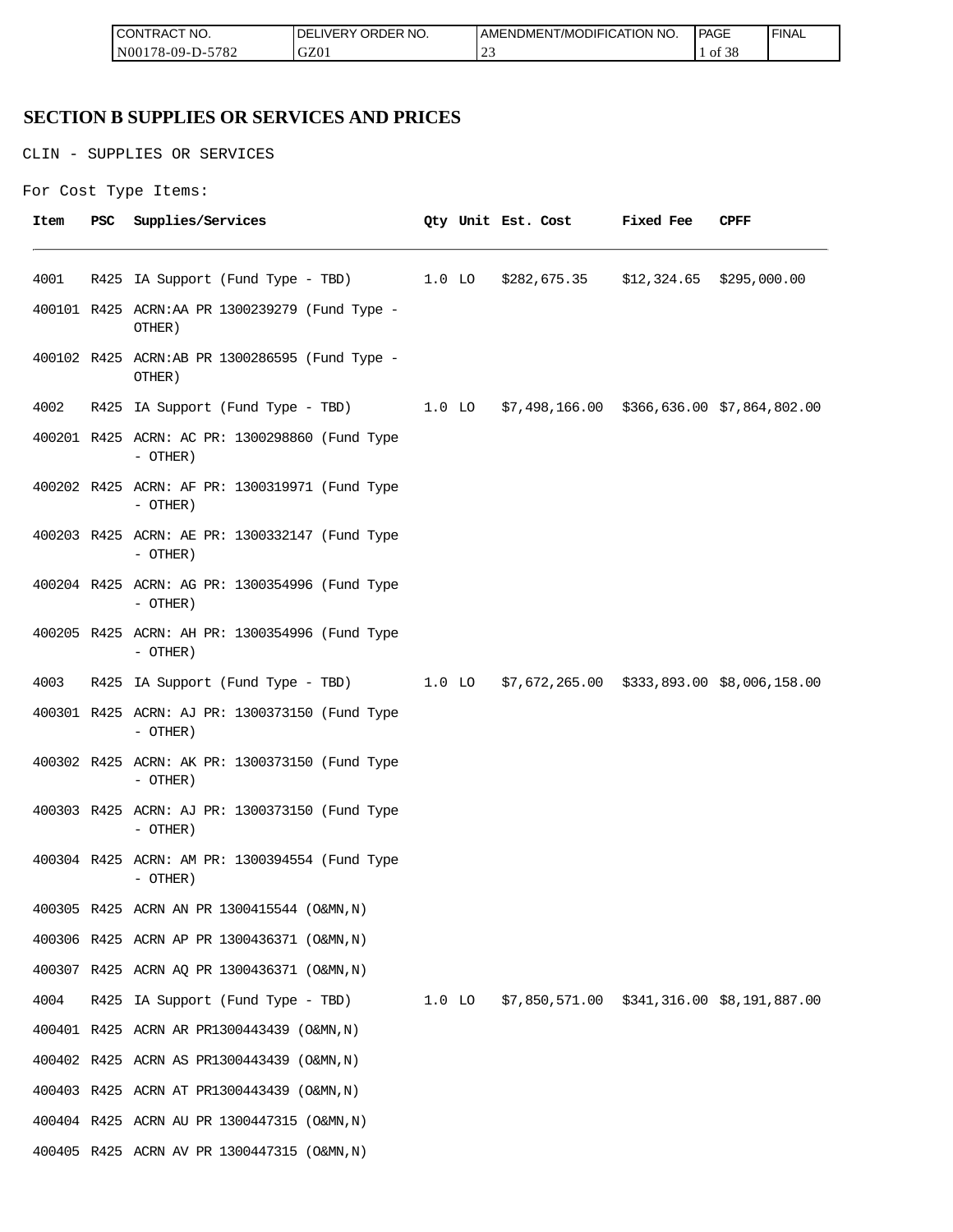# SECTION B SUPPLIES OR SERVICES AND PRICES

CLIN - SUPPLIES OR SERVICES

For Cost Type Items:

| Item | PSC | Supplies/Services | Qty | Unit | Est. Cost | Fixed Fee | CPFF |
|---|---|---|---|---|---|---|---|
| 4001 | R425 | IA Support (Fund Type - TBD) | 1.0 | LO | $282,675.35 | $12,324.65 | $295,000.00 |
| 400101 | R425 | ACRN:AA PR 1300239279 (Fund Type - OTHER) | | | | | |
| 400102 | R425 | ACRN:AB PR 1300286595 (Fund Type - OTHER) | | | | | |
| 4002 | R425 | IA Support (Fund Type - TBD) | 1.0 | LO | $7,498,166.00 | $366,636.00 | $7,864,802.00 |
| 400201 | R425 | ACRN: AC PR: 1300298860 (Fund Type - OTHER) | | | | | |
| 400202 | R425 | ACRN: AF PR: 1300319971 (Fund Type - OTHER) | | | | | |
| 400203 | R425 | ACRN: AE PR: 1300332147 (Fund Type - OTHER) | | | | | |
| 400204 | R425 | ACRN: AG PR: 1300354996 (Fund Type - OTHER) | | | | | |
| 400205 | R425 | ACRN: AH PR: 1300354996 (Fund Type - OTHER) | | | | | |
| 4003 | R425 | IA Support (Fund Type - TBD) | 1.0 | LO | $7,672,265.00 | $333,893.00 | $8,006,158.00 |
| 400301 | R425 | ACRN: AJ PR: 1300373150 (Fund Type - OTHER) | | | | | |
| 400302 | R425 | ACRN: AK PR: 1300373150 (Fund Type - OTHER) | | | | | |
| 400303 | R425 | ACRN: AJ PR: 1300373150 (Fund Type - OTHER) | | | | | |
| 400304 | R425 | ACRN: AM PR: 1300394554 (Fund Type - OTHER) | | | | | |
| 400305 | R425 | ACRN AN PR 1300415544 (O&MN,N) | | | | | |
| 400306 | R425 | ACRN AP PR 1300436371 (O&MN,N) | | | | | |
| 400307 | R425 | ACRN AQ PR 1300436371 (O&MN,N) | | | | | |
| 4004 | R425 | IA Support (Fund Type - TBD) | 1.0 | LO | $7,850,571.00 | $341,316.00 | $8,191,887.00 |
| 400401 | R425 | ACRN AR PR1300443439 (O&MN,N) | | | | | |
| 400402 | R425 | ACRN AS PR1300443439 (O&MN,N) | | | | | |
| 400403 | R425 | ACRN AT PR1300443439 (O&MN,N) | | | | | |
| 400404 | R425 | ACRN AU PR 1300447315 (O&MN,N) | | | | | |
| 400405 | R425 | ACRN AV PR 1300447315 (O&MN,N) | | | | | |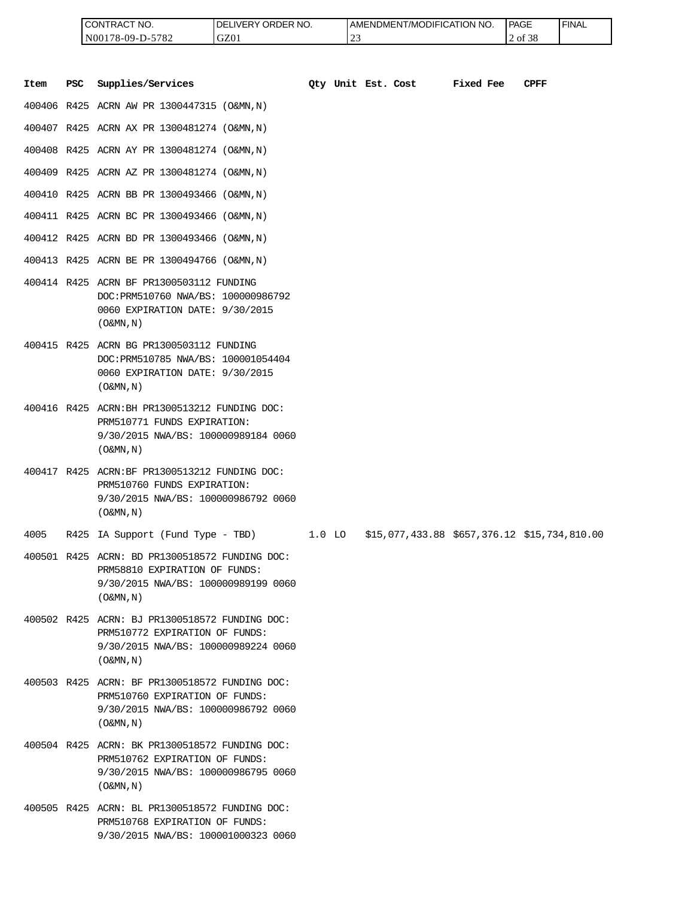| CONTRACT NO. | DELIVERY ORDER NO. | AMENDMENT/MODIFICATION NO. | PAGE | FINAL |
|---|---|---|---|---|
| N00178-09-D-5782 | GZ01 | 23 | 2 of 38 | |

| Item | PSC | Supplies/Services | Qty | Unit | Est. Cost | Fixed Fee | CPFF |
|---|---|---|---|---|---|---|---|
| 400406 | R425 | ACRN AW PR 1300447315 (O&MN,N) | | | | | |
| 400407 | R425 | ACRN AX PR 1300481274 (O&MN,N) | | | | | |
| 400408 | R425 | ACRN AY PR 1300481274 (O&MN,N) | | | | | |
| 400409 | R425 | ACRN AZ PR 1300481274 (O&MN,N) | | | | | |
| 400410 | R425 | ACRN BB PR 1300493466 (O&MN,N) | | | | | |
| 400411 | R425 | ACRN BC PR 1300493466 (O&MN,N) | | | | | |
| 400412 | R425 | ACRN BD PR 1300493466 (O&MN,N) | | | | | |
| 400413 | R425 | ACRN BE PR 1300494766 (O&MN,N) | | | | | |
| 400414 | R425 | ACRN BF PR1300503112 FUNDING DOC:PRM510760 NWA/BS: 100000986792 0060 EXPIRATION DATE: 9/30/2015 (O&MN,N) | | | | | |
| 400415 | R425 | ACRN BG PR1300503112 FUNDING DOC:PRM510785 NWA/BS: 100001054404 0060 EXPIRATION DATE: 9/30/2015 (O&MN,N) | | | | | |
| 400416 | R425 | ACRN:BH PR1300513212 FUNDING DOC: PRM510771 FUNDS EXPIRATION: 9/30/2015 NWA/BS: 100000989184 0060 (O&MN,N) | | | | | |
| 400417 | R425 | ACRN:BF PR1300513212 FUNDING DOC: PRM510760 FUNDS EXPIRATION: 9/30/2015 NWA/BS: 100000986792 0060 (O&MN,N) | | | | | |
| 4005 | R425 | IA Support (Fund Type - TBD) | 1.0 | LO | $15,077,433.88 | $657,376.12 | $15,734,810.00 |
| 400501 | R425 | ACRN: BD PR1300518572 FUNDING DOC: PRM58810 EXPIRATION OF FUNDS: 9/30/2015 NWA/BS: 100000989199 0060 (O&MN,N) | | | | | |
| 400502 | R425 | ACRN: BJ PR1300518572 FUNDING DOC: PRM510772 EXPIRATION OF FUNDS: 9/30/2015 NWA/BS: 100000989224 0060 (O&MN,N) | | | | | |
| 400503 | R425 | ACRN: BF PR1300518572 FUNDING DOC: PRM510760 EXPIRATION OF FUNDS: 9/30/2015 NWA/BS: 100000986792 0060 (O&MN,N) | | | | | |
| 400504 | R425 | ACRN: BK PR1300518572 FUNDING DOC: PRM510762 EXPIRATION OF FUNDS: 9/30/2015 NWA/BS: 100000986795 0060 (O&MN,N) | | | | | |
| 400505 | R425 | ACRN: BL PR1300518572 FUNDING DOC: PRM510768 EXPIRATION OF FUNDS: 9/30/2015 NWA/BS: 100001000323 0060 | | | | | |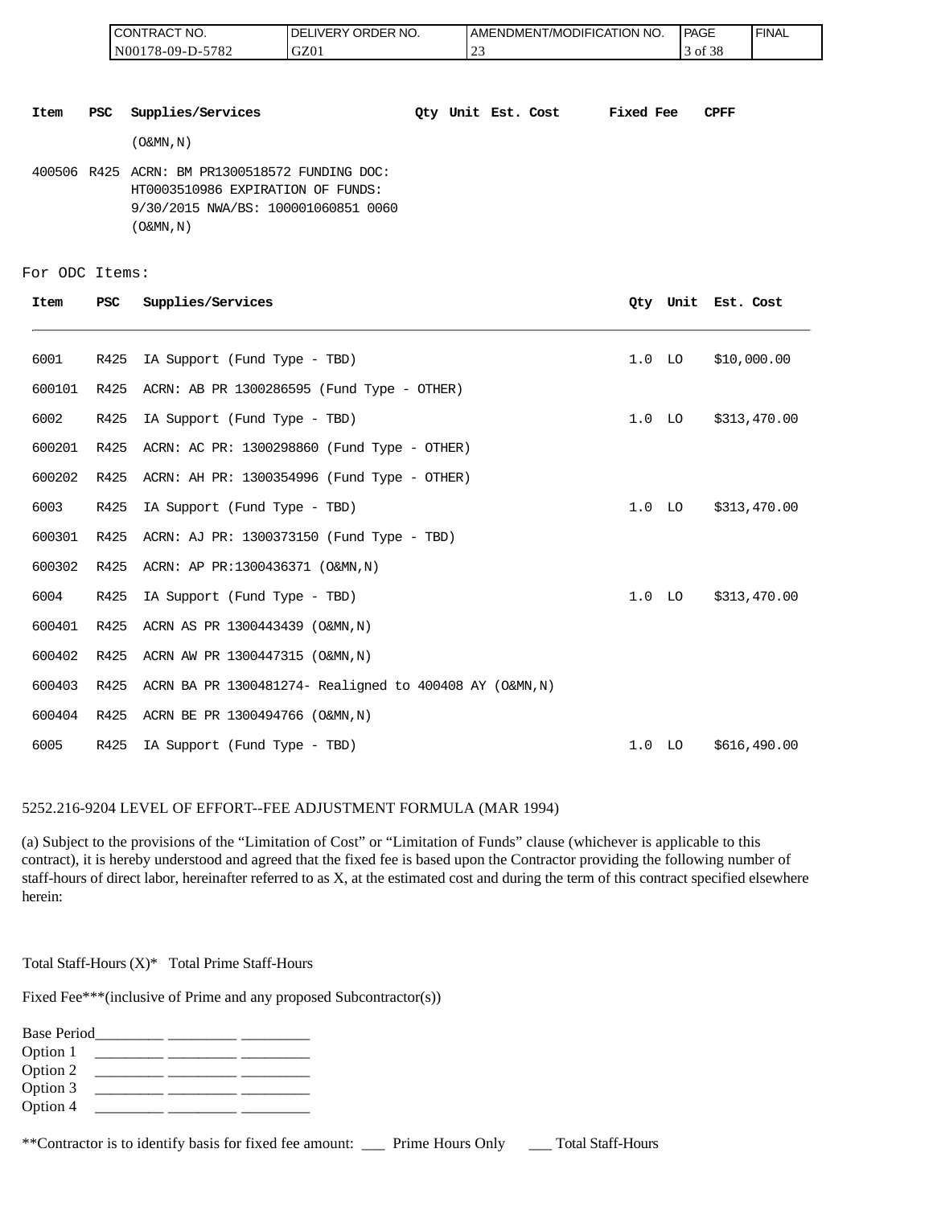| Item | PSC | Supplies/Services | Qty | Unit | Est. Cost | Fixed Fee | CPFF |
|---|---|---|---|---|---|---|---|
| | | (O&MN,N) | | | | | |
| 400506 | R425 | ACRN: BM PR1300518572 FUNDING DOC: HT0003510986 EXPIRATION OF FUNDS: 9/30/2015 NWA/BS: 100001060851 0060 (O&MN,N) | | | | | |

For ODC Items:

| Item | PSC | Supplies/Services | Qty | Unit | Est. Cost |
|---|---|---|---|---|---|
| 6001 | R425 | IA Support (Fund Type - TBD) | 1.0 | LO | $10,000.00 |
| 600101 | R425 | ACRN: AB PR 1300286595 (Fund Type - OTHER) | | | |
| 6002 | R425 | IA Support (Fund Type - TBD) | 1.0 | LO | $313,470.00 |
| 600201 | R425 | ACRN: AC PR: 1300298860 (Fund Type - OTHER) | | | |
| 600202 | R425 | ACRN: AH PR: 1300354996 (Fund Type - OTHER) | | | |
| 6003 | R425 | IA Support (Fund Type - TBD) | 1.0 | LO | $313,470.00 |
| 600301 | R425 | ACRN: AJ PR: 1300373150 (Fund Type - TBD) | | | |
| 600302 | R425 | ACRN: AP PR:1300436371 (O&MN,N) | | | |
| 6004 | R425 | IA Support (Fund Type - TBD) | 1.0 | LO | $313,470.00 |
| 600401 | R425 | ACRN AS PR 1300443439 (O&MN,N) | | | |
| 600402 | R425 | ACRN AW PR 1300447315 (O&MN,N) | | | |
| 600403 | R425 | ACRN BA PR 1300481274- Realigned to 400408 AY (O&MN,N) | | | |
| 600404 | R425 | ACRN BE PR 1300494766 (O&MN,N) | | | |
| 6005 | R425 | IA Support (Fund Type - TBD) | 1.0 | LO | $616,490.00 |

5252.216-9204 LEVEL OF EFFORT--FEE ADJUSTMENT FORMULA (MAR 1994)

(a) Subject to the provisions of the "Limitation of Cost" or "Limitation of Funds" clause (whichever is applicable to this contract), it is hereby understood and agreed that the fixed fee is based upon the Contractor providing the following number of staff-hours of direct labor, hereinafter referred to as X, at the estimated cost and during the term of this contract specified elsewhere herein:

Total Staff-Hours (X)* Total Prime Staff-Hours

Fixed Fee***(inclusive of Prime and any proposed Subcontractor(s))

Base Period_________ _________ _________
Option 1 _________ _________ _________
Option 2 _________ _________ _________
Option 3 _________ _________ _________
Option 4 _________ _________ _________

**Contractor is to identify basis for fixed fee amount: ___ Prime Hours Only ___ Total Staff-Hours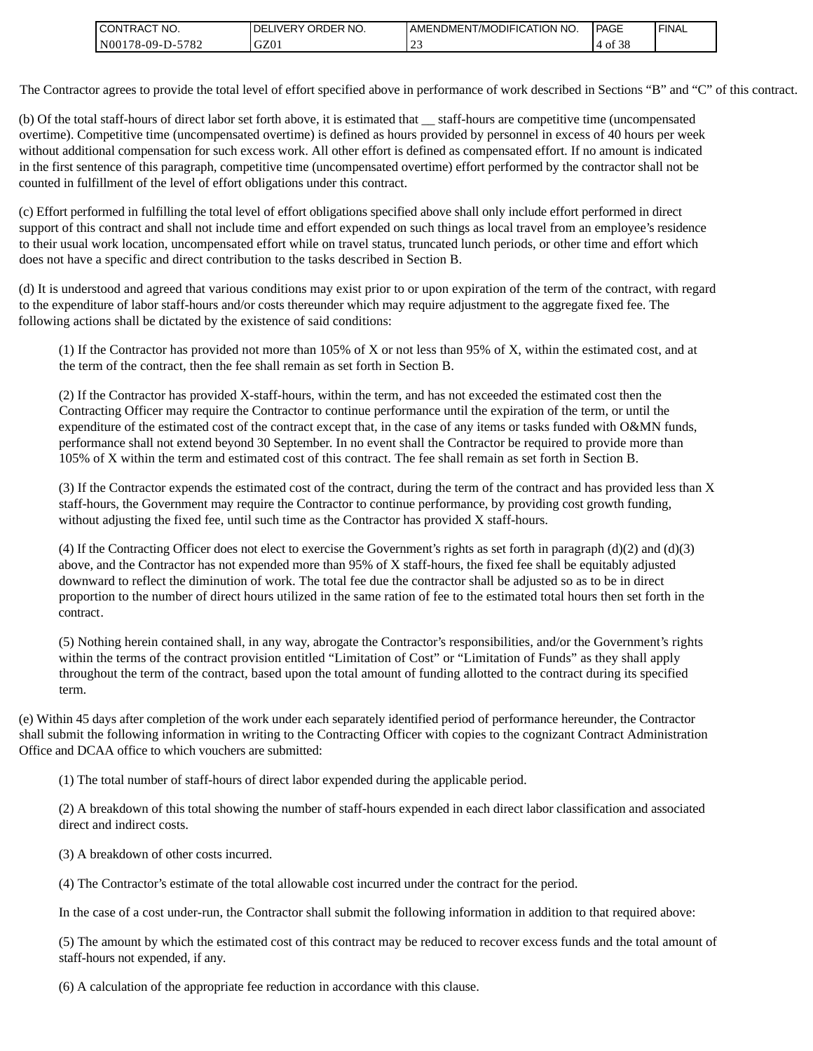The Contractor agrees to provide the total level of effort specified above in performance of work described in Sections “B” and “C” of this contract.

(b) Of the total staff-hours of direct labor set forth above, it is estimated that __ staff-hours are competitive time (uncompensated overtime). Competitive time (uncompensated overtime) is defined as hours provided by personnel in excess of 40 hours per week without additional compensation for such excess work. All other effort is defined as compensated effort. If no amount is indicated in the first sentence of this paragraph, competitive time (uncompensated overtime) effort performed by the contractor shall not be counted in fulfillment of the level of effort obligations under this contract.

(c) Effort performed in fulfilling the total level of effort obligations specified above shall only include effort performed in direct support of this contract and shall not include time and effort expended on such things as local travel from an employee’s residence to their usual work location, uncompensated effort while on travel status, truncated lunch periods, or other time and effort which does not have a specific and direct contribution to the tasks described in Section B.

(d) It is understood and agreed that various conditions may exist prior to or upon expiration of the term of the contract, with regard to the expenditure of labor staff-hours and/or costs thereunder which may require adjustment to the aggregate fixed fee. The following actions shall be dictated by the existence of said conditions:

(1) If the Contractor has provided not more than 105% of X or not less than 95% of X, within the estimated cost, and at the term of the contract, then the fee shall remain as set forth in Section B.

(2) If the Contractor has provided X-staff-hours, within the term, and has not exceeded the estimated cost then the Contracting Officer may require the Contractor to continue performance until the expiration of the term, or until the expenditure of the estimated cost of the contract except that, in the case of any items or tasks funded with O&MN funds, performance shall not extend beyond 30 September. In no event shall the Contractor be required to provide more than 105% of X within the term and estimated cost of this contract. The fee shall remain as set forth in Section B.

(3) If the Contractor expends the estimated cost of the contract, during the term of the contract and has provided less than X staff-hours, the Government may require the Contractor to continue performance, by providing cost growth funding, without adjusting the fixed fee, until such time as the Contractor has provided X staff-hours.

(4) If the Contracting Officer does not elect to exercise the Government’s rights as set forth in paragraph (d)(2) and (d)(3) above, and the Contractor has not expended more than 95% of X staff-hours, the fixed fee shall be equitably adjusted downward to reflect the diminution of work. The total fee due the contractor shall be adjusted so as to be in direct proportion to the number of direct hours utilized in the same ration of fee to the estimated total hours then set forth in the contract.

(5) Nothing herein contained shall, in any way, abrogate the Contractor’s responsibilities, and/or the Government’s rights within the terms of the contract provision entitled “Limitation of Cost” or “Limitation of Funds” as they shall apply throughout the term of the contract, based upon the total amount of funding allotted to the contract during its specified term.

(e) Within 45 days after completion of the work under each separately identified period of performance hereunder, the Contractor shall submit the following information in writing to the Contracting Officer with copies to the cognizant Contract Administration Office and DCAA office to which vouchers are submitted:

(1) The total number of staff-hours of direct labor expended during the applicable period.

(2) A breakdown of this total showing the number of staff-hours expended in each direct labor classification and associated direct and indirect costs.

(3) A breakdown of other costs incurred.

(4) The Contractor’s estimate of the total allowable cost incurred under the contract for the period.

In the case of a cost under-run, the Contractor shall submit the following information in addition to that required above:

(5) The amount by which the estimated cost of this contract may be reduced to recover excess funds and the total amount of staff-hours not expended, if any.

(6) A calculation of the appropriate fee reduction in accordance with this clause.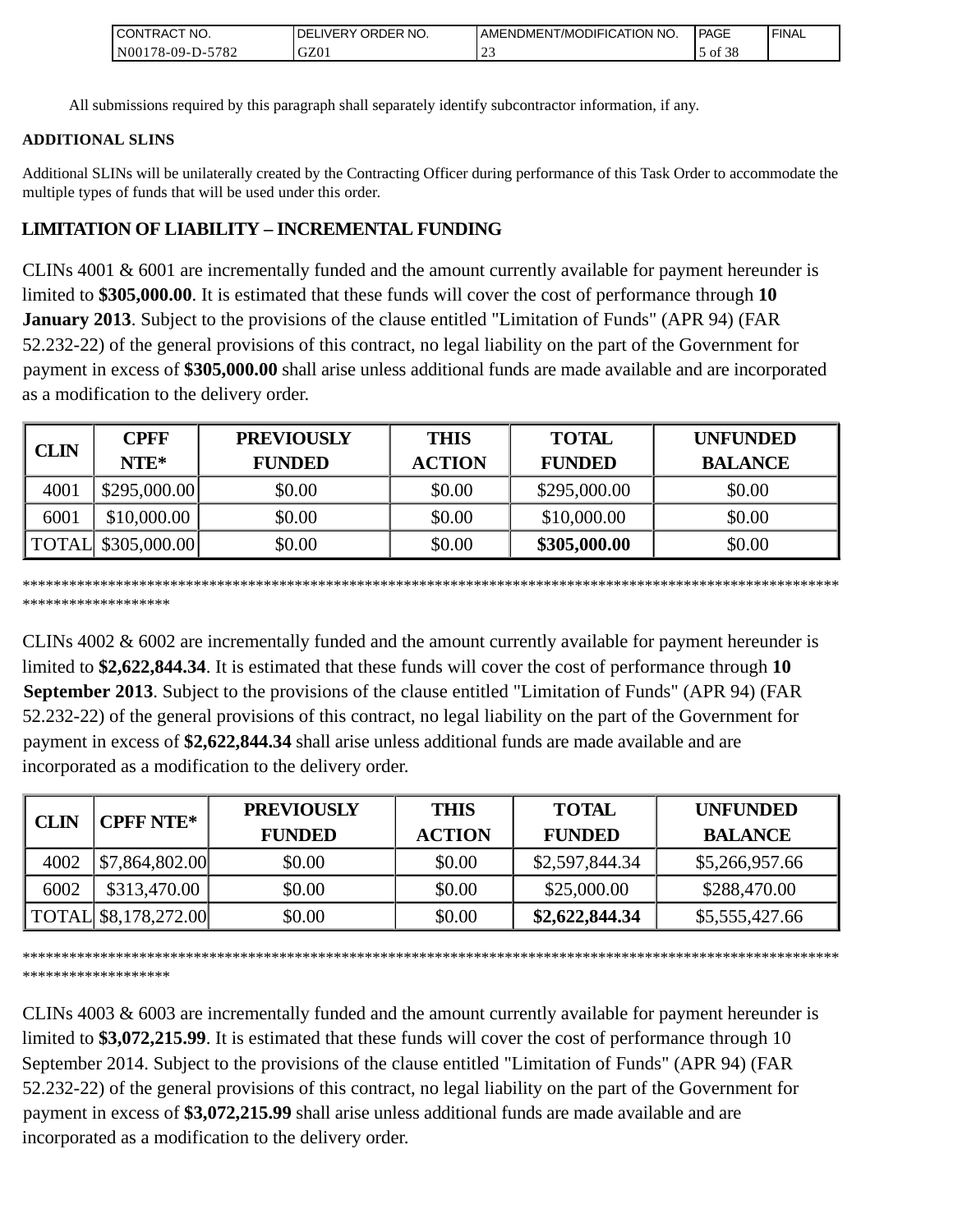All submissions required by this paragraph shall separately identify subcontractor information, if any.

**ADDITIONAL SLINS**

Additional SLINs will be unilaterally created by the Contracting Officer during performance of this Task Order to accommodate the multiple types of funds that will be used under this order.

## LIMITATION OF LIABILITY – INCREMENTAL FUNDING

CLINs 4001 & 6001 are incrementally funded and the amount currently available for payment hereunder is limited to **$305,000.00**. It is estimated that these funds will cover the cost of performance through **10 January 2013**. Subject to the provisions of the clause entitled "Limitation of Funds" (APR 94) (FAR 52.232-22) of the general provisions of this contract, no legal liability on the part of the Government for payment in excess of **$305,000.00** shall arise unless additional funds are made available and are incorporated as a modification to the delivery order.

| CLIN | CPFF NTE* | PREVIOUSLY FUNDED | THIS ACTION | TOTAL FUNDED | UNFUNDED BALANCE |
|---|---|---|---|---|---|
| 4001 | $295,000.00 | $0.00 | $0.00 | $295,000.00 | $0.00 |
| 6001 | $10,000.00 | $0.00 | $0.00 | $10,000.00 | $0.00 |
| TOTAL | $305,000.00 | $0.00 | $0.00 | **$305,000.00** | $0.00 |

**************************************************************************************************************************

CLINs 4002 & 6002 are incrementally funded and the amount currently available for payment hereunder is limited to **$2,622,844.34**. It is estimated that these funds will cover the cost of performance through **10 September 2013**. Subject to the provisions of the clause entitled "Limitation of Funds" (APR 94) (FAR 52.232-22) of the general provisions of this contract, no legal liability on the part of the Government for payment in excess of **$2,622,844.34** shall arise unless additional funds are made available and are incorporated as a modification to the delivery order.

| CLIN | CPFF NTE* | PREVIOUSLY FUNDED | THIS ACTION | TOTAL FUNDED | UNFUNDED BALANCE |
|---|---|---|---|---|---|
| 4002 | $7,864,802.00 | $0.00 | $0.00 | $2,597,844.34 | $5,266,957.66 |
| 6002 | $313,470.00 | $0.00 | $0.00 | $25,000.00 | $288,470.00 |
| TOTAL | $8,178,272.00 | $0.00 | $0.00 | **$2,622,844.34** | $5,555,427.66 |

**************************************************************************************************************************

CLINs 4003 & 6003 are incrementally funded and the amount currently available for payment hereunder is limited to **$3,072,215.99**. It is estimated that these funds will cover the cost of performance through 10 September 2014. Subject to the provisions of the clause entitled "Limitation of Funds" (APR 94) (FAR 52.232-22) of the general provisions of this contract, no legal liability on the part of the Government for payment in excess of **$3,072,215.99** shall arise unless additional funds are made available and are incorporated as a modification to the delivery order.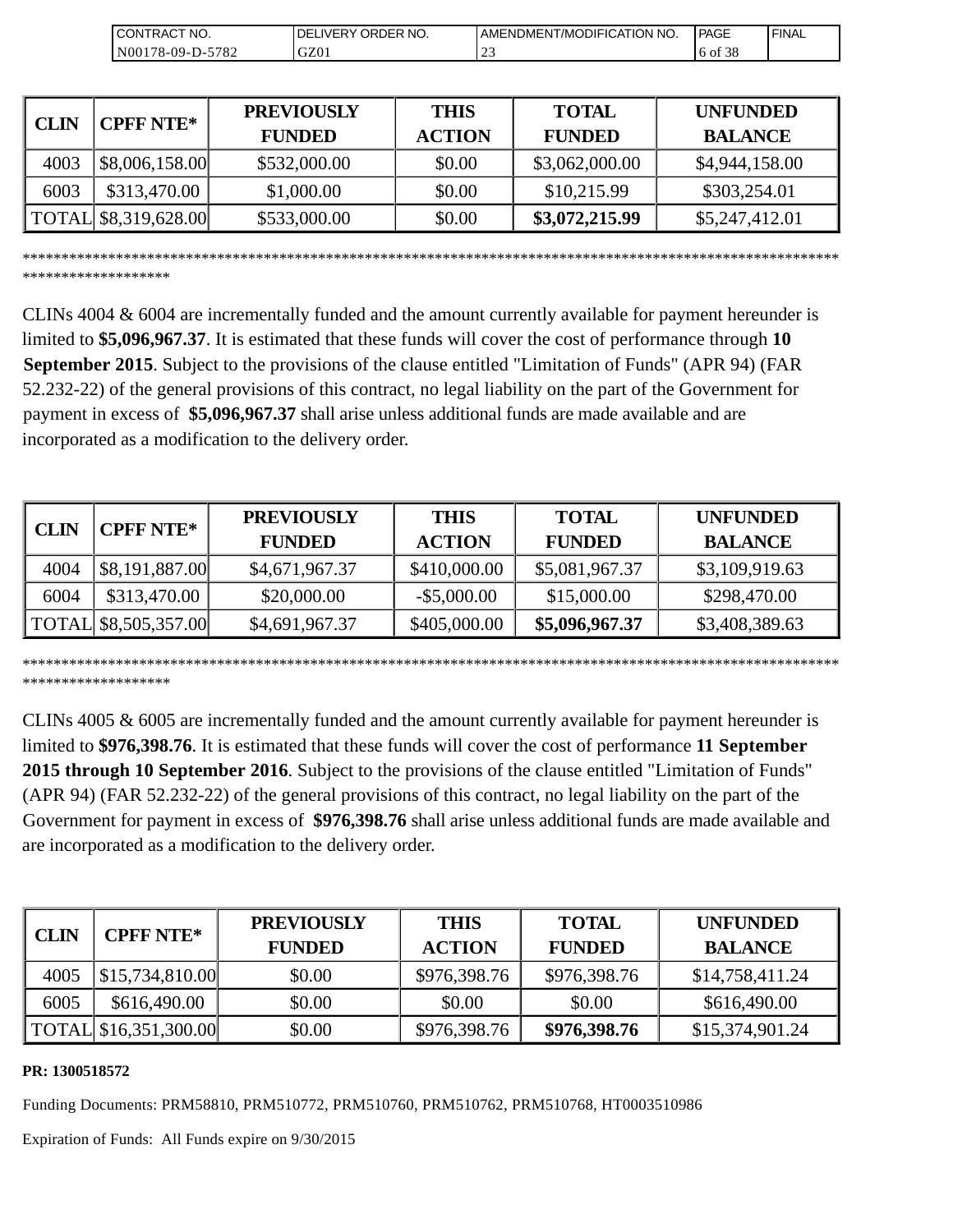| CLIN | CPFF NTE* | PREVIOUSLY FUNDED | THIS ACTION | TOTAL FUNDED | UNFUNDED BALANCE |
|---|---|---|---|---|---|
| 4003 | $8,006,158.00 | $532,000.00 | $0.00 | $3,062,000.00 | $4,944,158.00 |
| 6003 | $313,470.00 | $1,000.00 | $0.00 | $10,215.99 | $303,254.01 |
| TOTAL | $8,319,628.00 | $533,000.00 | $0.00 | **$3,072,215.99** | $5,247,412.01 |

************************************************************************************************************************************

CLINs 4004 & 6004 are incrementally funded and the amount currently available for payment hereunder is limited to **$5,096,967.37**. It is estimated that these funds will cover the cost of performance through **10 September 2015**. Subject to the provisions of the clause entitled "Limitation of Funds" (APR 94) (FAR 52.232-22) of the general provisions of this contract, no legal liability on the part of the Government for payment in excess of **$5,096,967.37** shall arise unless additional funds are made available and are incorporated as a modification to the delivery order.

| CLIN | CPFF NTE* | PREVIOUSLY FUNDED | THIS ACTION | TOTAL FUNDED | UNFUNDED BALANCE |
|---|---|---|---|---|---|
| 4004 | $8,191,887.00 | $4,671,967.37 | $410,000.00 | $5,081,967.37 | $3,109,919.63 |
| 6004 | $313,470.00 | $20,000.00 | -$5,000.00 | $15,000.00 | $298,470.00 |
| TOTAL | $8,505,357.00 | $4,691,967.37 | $405,000.00 | **$5,096,967.37** | $3,408,389.63 |

************************************************************************************************************************************

CLINs 4005 & 6005 are incrementally funded and the amount currently available for payment hereunder is limited to **$976,398.76**. It is estimated that these funds will cover the cost of performance **11 September 2015 through 10 September 2016**. Subject to the provisions of the clause entitled "Limitation of Funds" (APR 94) (FAR 52.232-22) of the general provisions of this contract, no legal liability on the part of the Government for payment in excess of **$976,398.76** shall arise unless additional funds are made available and are incorporated as a modification to the delivery order.

| CLIN | CPFF NTE* | PREVIOUSLY FUNDED | THIS ACTION | TOTAL FUNDED | UNFUNDED BALANCE |
|---|---|---|---|---|---|
| 4005 | $15,734,810.00 | $0.00 | $976,398.76 | $976,398.76 | $14,758,411.24 |
| 6005 | $616,490.00 | $0.00 | $0.00 | $0.00 | $616,490.00 |
| TOTAL | $16,351,300.00 | $0.00 | $976,398.76 | **$976,398.76** | $15,374,901.24 |

**PR: 1300518572**

Funding Documents: PRM58810, PRM510772, PRM510760, PRM510762, PRM510768, HT0003510986

Expiration of Funds: All Funds expire on 9/30/2015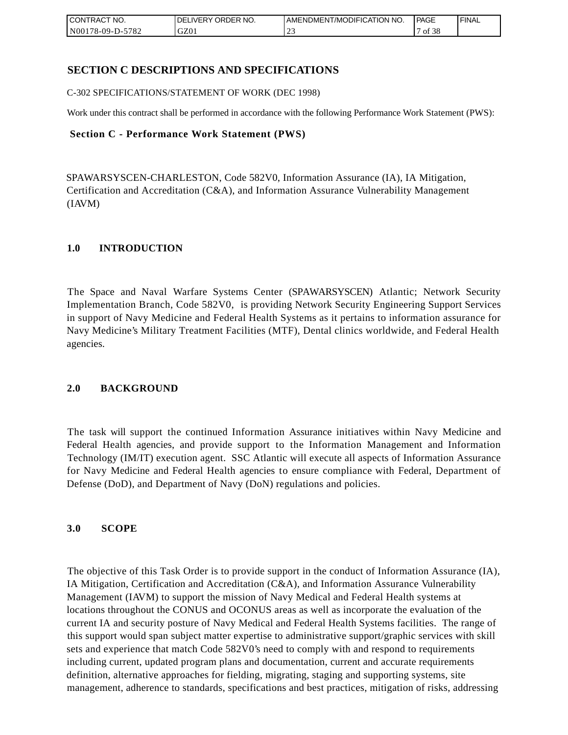# SECTION C DESCRIPTIONS AND SPECIFICATIONS

C-302 SPECIFICATIONS/STATEMENT OF WORK (DEC 1998)

Work under this contract shall be performed in accordance with the following Performance Work Statement (PWS):

## Section C - Performance Work Statement (PWS)

SPAWARSYSCEN-CHARLESTON, Code 582V0, Information Assurance (IA), IA Mitigation, Certification and Accreditation (C&A), and Information Assurance Vulnerability Management (IAVM)

## 1.0 INTRODUCTION

The Space and Naval Warfare Systems Center (SPAWARSYSCEN) Atlantic; Network Security Implementation Branch, Code 582V0, is providing Network Security Engineering Support Services in support of Navy Medicine and Federal Health Systems as it pertains to information assurance for Navy Medicine's Military Treatment Facilities (MTF), Dental clinics worldwide, and Federal Health agencies.

## 2.0 BACKGROUND

The task will support the continued Information Assurance initiatives within Navy Medicine and Federal Health agencies, and provide support to the Information Management and Information Technology (IM/IT) execution agent. SSC Atlantic will execute all aspects of Information Assurance for Navy Medicine and Federal Health agencies to ensure compliance with Federal, Department of Defense (DoD), and Department of Navy (DoN) regulations and policies.

## 3.0 SCOPE

The objective of this Task Order is to provide support in the conduct of Information Assurance (IA), IA Mitigation, Certification and Accreditation (C&A), and Information Assurance Vulnerability Management (IAVM) to support the mission of Navy Medical and Federal Health systems at locations throughout the CONUS and OCONUS areas as well as incorporate the evaluation of the current IA and security posture of Navy Medical and Federal Health Systems facilities. The range of this support would span subject matter expertise to administrative support/graphic services with skill sets and experience that match Code 582V0's need to comply with and respond to requirements including current, updated program plans and documentation, current and accurate requirements definition, alternative approaches for fielding, migrating, staging and supporting systems, site management, adherence to standards, specifications and best practices, mitigation of risks, addressing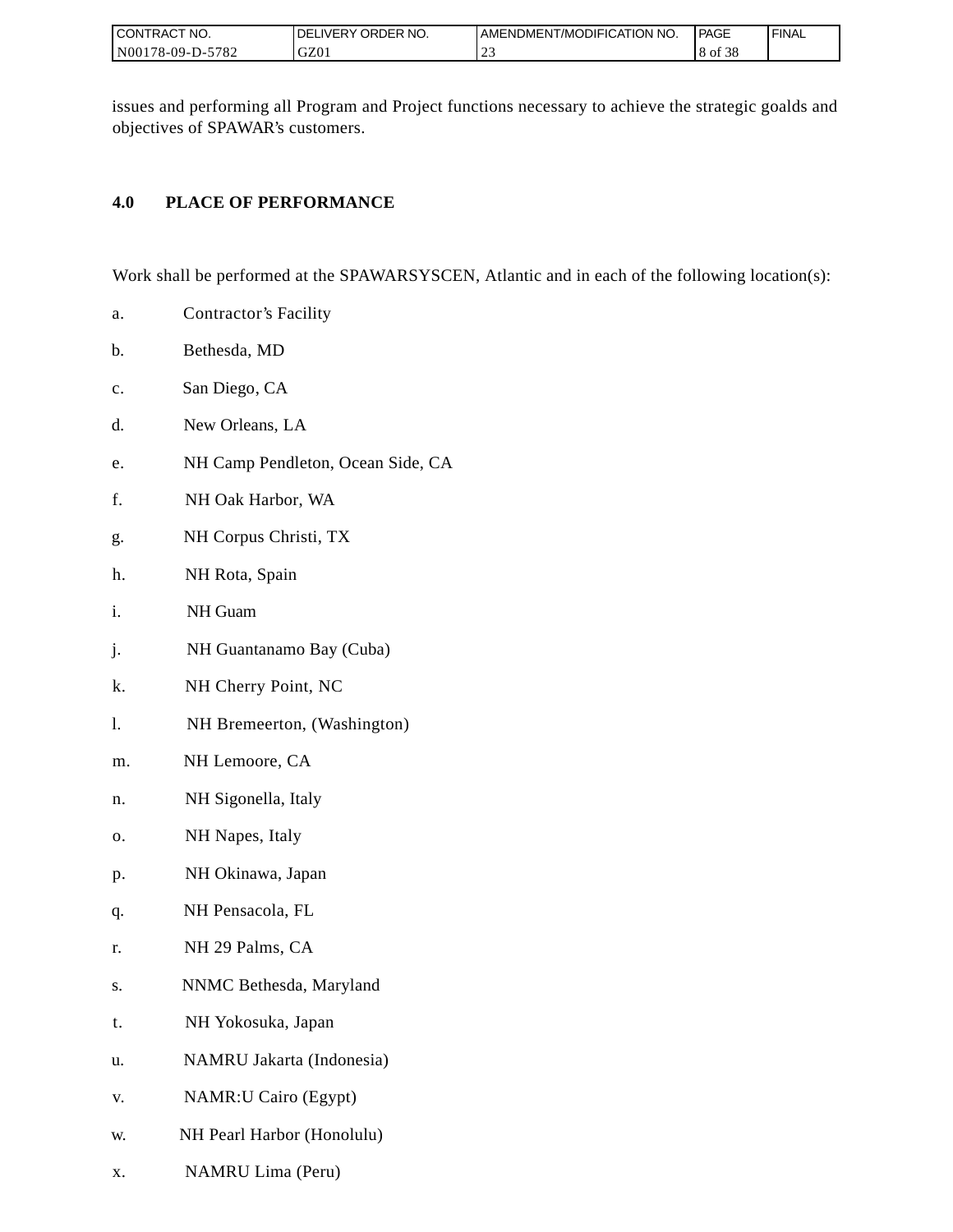issues and performing all Program and Project functions necessary to achieve the strategic goalds and objectives of SPAWAR's customers.

## 4.0 PLACE OF PERFORMANCE

Work shall be performed at the SPAWARSYSCEN, Atlantic and in each of the following location(s):

a. Contractor's Facility

b. Bethesda, MD

c. San Diego, CA

d. New Orleans, LA

e. NH Camp Pendleton, Ocean Side, CA

f. NH Oak Harbor, WA

g. NH Corpus Christi, TX

h. NH Rota, Spain

i. NH Guam

j. NH Guantanamo Bay (Cuba)

k. NH Cherry Point, NC

l. NH Bremeerton, (Washington)

m. NH Lemoore, CA

n. NH Sigonella, Italy

o. NH Napes, Italy

p. NH Okinawa, Japan

q. NH Pensacola, FL

r. NH 29 Palms, CA

s. NNMC Bethesda, Maryland

t. NH Yokosuka, Japan

u. NAMRU Jakarta (Indonesia)

v. NAMR:U Cairo (Egypt)

w. NH Pearl Harbor (Honolulu)

x. NAMRU Lima (Peru)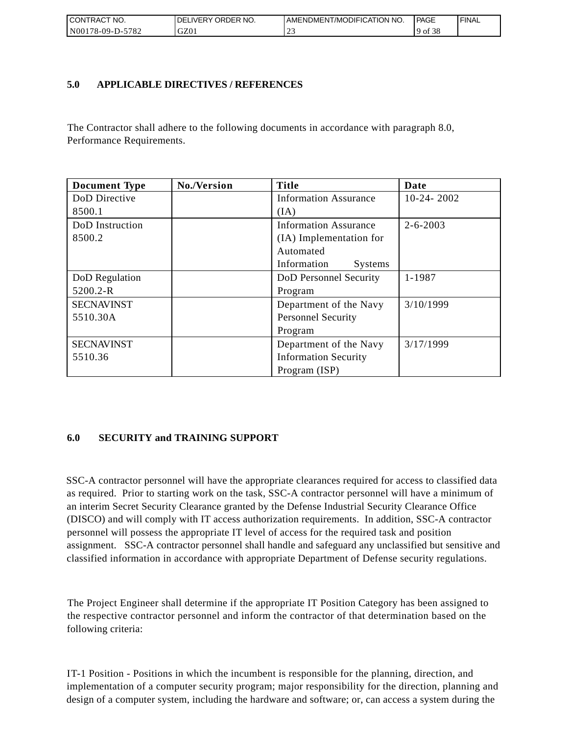## 5.0 APPLICABLE DIRECTIVES / REFERENCES

The Contractor shall adhere to the following documents in accordance with paragraph 8.0, Performance Requirements.

| Document Type | No./Version | Title | Date |
|---|---|---|---|
| DoD Directive 8500.1 | | Information Assurance (IA) | 10-24- 2002 |
| DoD Instruction 8500.2 | | Information Assurance (IA) Implementation for Automated Information Systems | 2-6-2003 |
| DoD Regulation 5200.2-R | | DoD Personnel Security Program | 1-1987 |
| SECNAVINST 5510.30A | | Department of the Navy Personnel Security Program | 3/10/1999 |
| SECNAVINST 5510.36 | | Department of the Navy Information Security Program (ISP) | 3/17/1999 |

## 6.0 SECURITY and TRAINING SUPPORT

SSC-A contractor personnel will have the appropriate clearances required for access to classified data as required. Prior to starting work on the task, SSC-A contractor personnel will have a minimum of an interim Secret Security Clearance granted by the Defense Industrial Security Clearance Office (DISCO) and will comply with IT access authorization requirements. In addition, SSC-A contractor personnel will possess the appropriate IT level of access for the required task and position assignment. SSC-A contractor personnel shall handle and safeguard any unclassified but sensitive and classified information in accordance with appropriate Department of Defense security regulations.

The Project Engineer shall determine if the appropriate IT Position Category has been assigned to the respective contractor personnel and inform the contractor of that determination based on the following criteria:

IT-1 Position - Positions in which the incumbent is responsible for the planning, direction, and implementation of a computer security program; major responsibility for the direction, planning and design of a computer system, including the hardware and software; or, can access a system during the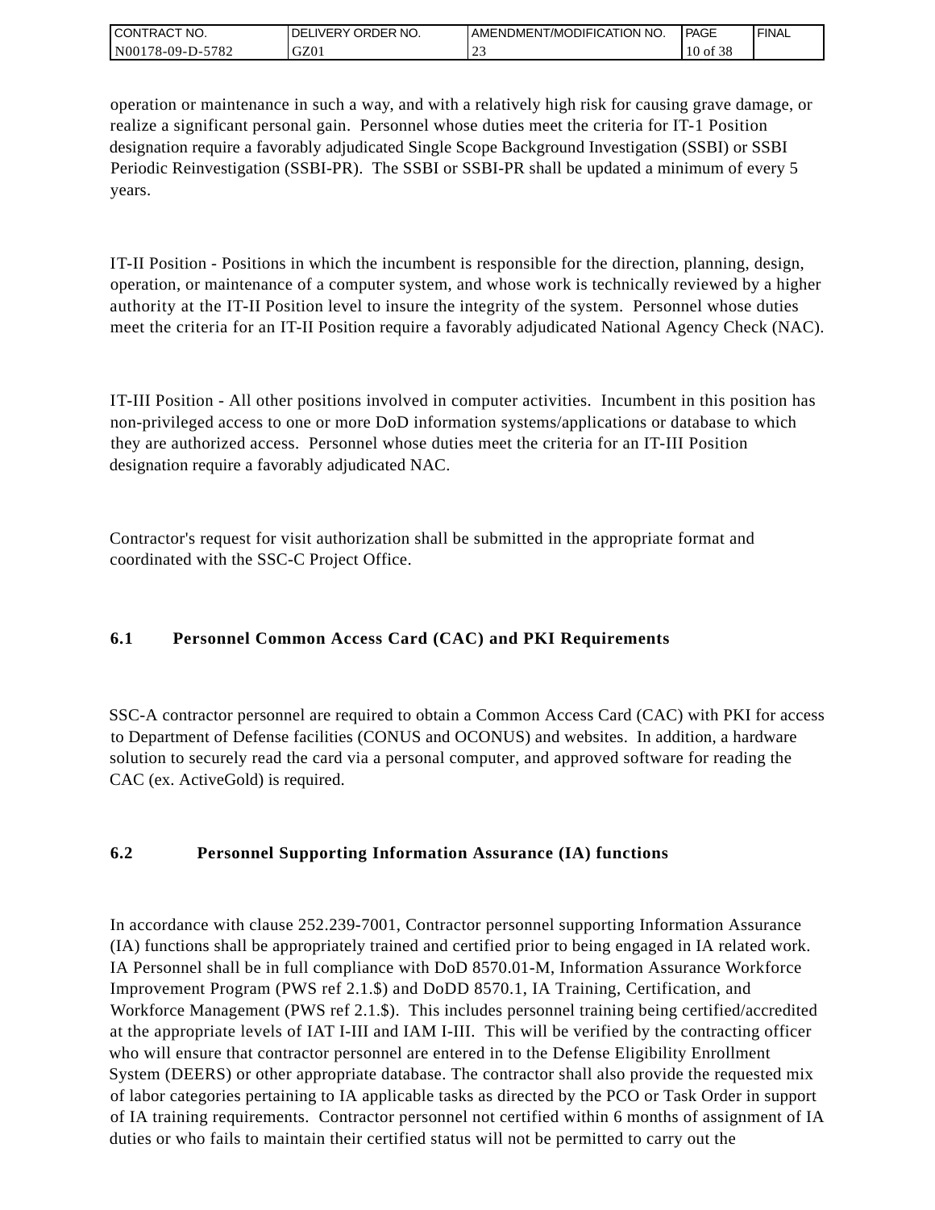operation or maintenance in such a way, and with a relatively high risk for causing grave damage, or realize a significant personal gain. Personnel whose duties meet the criteria for IT-1 Position designation require a favorably adjudicated Single Scope Background Investigation (SSBI) or SSBI Periodic Reinvestigation (SSBI-PR). The SSBI or SSBI-PR shall be updated a minimum of every 5 years.

IT-II Position - Positions in which the incumbent is responsible for the direction, planning, design, operation, or maintenance of a computer system, and whose work is technically reviewed by a higher authority at the IT-II Position level to insure the integrity of the system. Personnel whose duties meet the criteria for an IT-II Position require a favorably adjudicated National Agency Check (NAC).

IT-III Position - All other positions involved in computer activities. Incumbent in this position has non-privileged access to one or more DoD information systems/applications or database to which they are authorized access. Personnel whose duties meet the criteria for an IT-III Position designation require a favorably adjudicated NAC.

Contractor's request for visit authorization shall be submitted in the appropriate format and coordinated with the SSC-C Project Office.

### 6.1 Personnel Common Access Card (CAC) and PKI Requirements

SSC-A contractor personnel are required to obtain a Common Access Card (CAC) with PKI for access to Department of Defense facilities (CONUS and OCONUS) and websites. In addition, a hardware solution to securely read the card via a personal computer, and approved software for reading the CAC (ex. ActiveGold) is required.

### 6.2 Personnel Supporting Information Assurance (IA) functions

In accordance with clause 252.239-7001, Contractor personnel supporting Information Assurance (IA) functions shall be appropriately trained and certified prior to being engaged in IA related work. IA Personnel shall be in full compliance with DoD 8570.01-M, Information Assurance Workforce Improvement Program (PWS ref 2.1.$) and DoDD 8570.1, IA Training, Certification, and Workforce Management (PWS ref 2.1.$). This includes personnel training being certified/accredited at the appropriate levels of IAT I-III and IAM I-III. This will be verified by the contracting officer who will ensure that contractor personnel are entered in to the Defense Eligibility Enrollment System (DEERS) or other appropriate database. The contractor shall also provide the requested mix of labor categories pertaining to IA applicable tasks as directed by the PCO or Task Order in support of IA training requirements. Contractor personnel not certified within 6 months of assignment of IA duties or who fails to maintain their certified status will not be permitted to carry out the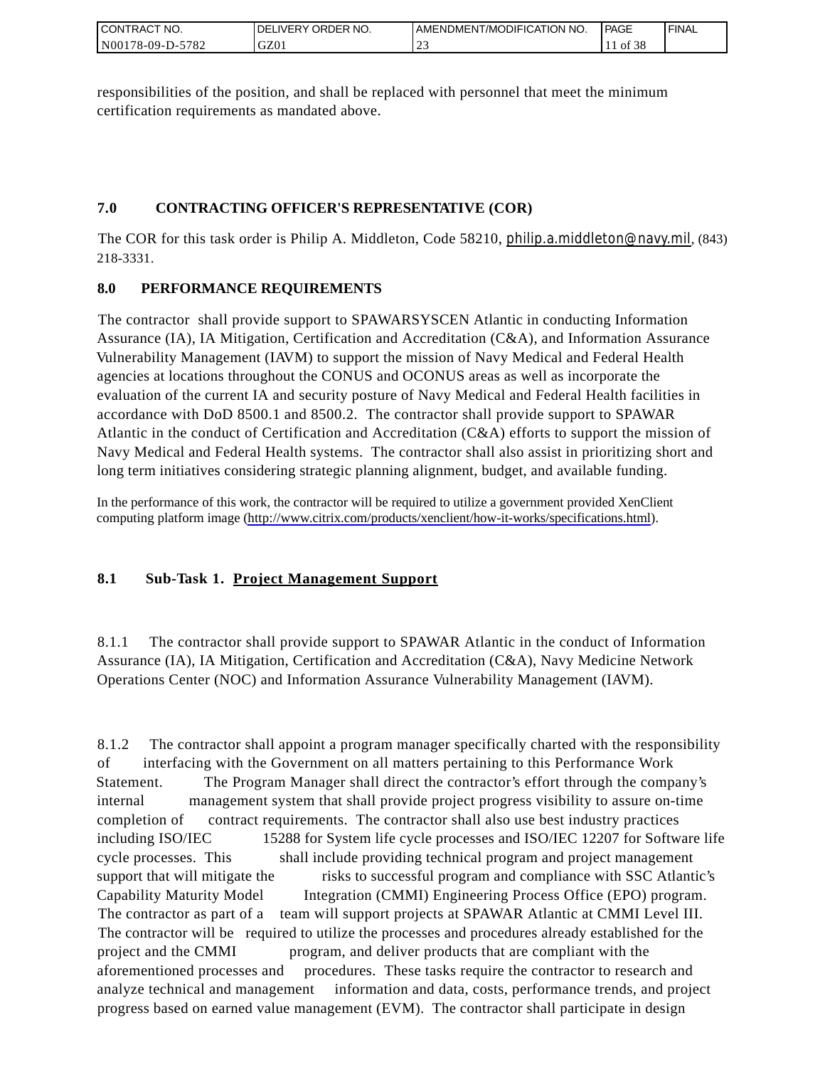responsibilities of the position, and shall be replaced with personnel that meet the minimum certification requirements as mandated above.

## 7.0 CONTRACTING OFFICER'S REPRESENTATIVE (COR)

The COR for this task order is Philip A. Middleton, Code 58210, philip.a.middleton@navy.mil, (843) 218-3331.

## 8.0 PERFORMANCE REQUIREMENTS

The contractor shall provide support to SPAWARSYSCEN Atlantic in conducting Information Assurance (IA), IA Mitigation, Certification and Accreditation (C&A), and Information Assurance Vulnerability Management (IAVM) to support the mission of Navy Medical and Federal Health agencies at locations throughout the CONUS and OCONUS areas as well as incorporate the evaluation of the current IA and security posture of Navy Medical and Federal Health facilities in accordance with DoD 8500.1 and 8500.2. The contractor shall provide support to SPAWAR Atlantic in the conduct of Certification and Accreditation (C&A) efforts to support the mission of Navy Medical and Federal Health systems. The contractor shall also assist in prioritizing short and long term initiatives considering strategic planning alignment, budget, and available funding.

In the performance of this work, the contractor will be required to utilize a government provided XenClient computing platform image (http://www.citrix.com/products/xenclient/how-it-works/specifications.html).

### 8.1 Sub-Task 1. Project Management Support

8.1.1 The contractor shall provide support to SPAWAR Atlantic in the conduct of Information Assurance (IA), IA Mitigation, Certification and Accreditation (C&A), Navy Medicine Network Operations Center (NOC) and Information Assurance Vulnerability Management (IAVM).

8.1.2 The contractor shall appoint a program manager specifically charted with the responsibility of interfacing with the Government on all matters pertaining to this Performance Work Statement. The Program Manager shall direct the contractor's effort through the company's internal management system that shall provide project progress visibility to assure on-time completion of contract requirements. The contractor shall also use best industry practices including ISO/IEC 15288 for System life cycle processes and ISO/IEC 12207 for Software life cycle processes. This shall include providing technical program and project management support that will mitigate the risks to successful program and compliance with SSC Atlantic's Capability Maturity Model Integration (CMMI) Engineering Process Office (EPO) program. The contractor as part of a team will support projects at SPAWAR Atlantic at CMMI Level III. The contractor will be required to utilize the processes and procedures already established for the project and the CMMI program, and deliver products that are compliant with the aforementioned processes and procedures. These tasks require the contractor to research and analyze technical and management information and data, costs, performance trends, and project progress based on earned value management (EVM). The contractor shall participate in design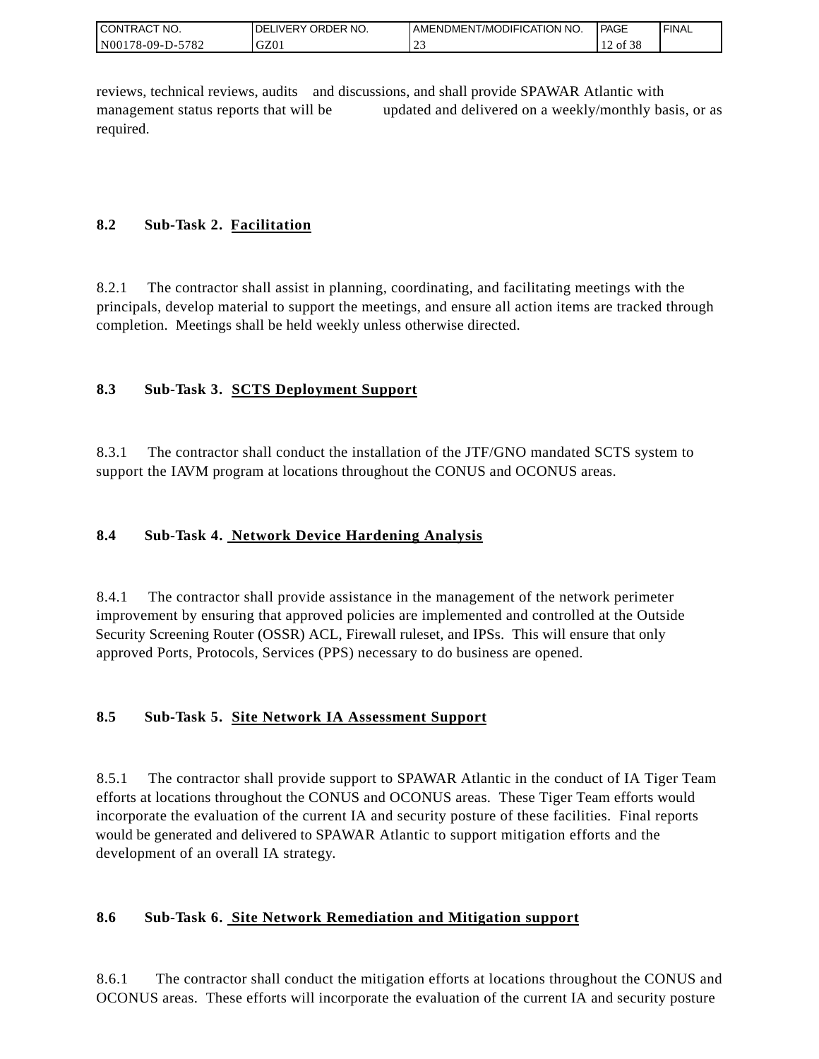reviews, technical reviews, audits and discussions, and shall provide SPAWAR Atlantic with management status reports that will be updated and delivered on a weekly/monthly basis, or as required.

**8.2 Sub-Task 2. Facilitation**

8.2.1 The contractor shall assist in planning, coordinating, and facilitating meetings with the principals, develop material to support the meetings, and ensure all action items are tracked through completion. Meetings shall be held weekly unless otherwise directed.

**8.3 Sub-Task 3. SCTS Deployment Support**

8.3.1 The contractor shall conduct the installation of the JTF/GNO mandated SCTS system to support the IAVM program at locations throughout the CONUS and OCONUS areas.

**8.4 Sub-Task 4. Network Device Hardening Analysis**

8.4.1 The contractor shall provide assistance in the management of the network perimeter improvement by ensuring that approved policies are implemented and controlled at the Outside Security Screening Router (OSSR) ACL, Firewall ruleset, and IPSs. This will ensure that only approved Ports, Protocols, Services (PPS) necessary to do business are opened.

**8.5 Sub-Task 5. Site Network IA Assessment Support**

8.5.1 The contractor shall provide support to SPAWAR Atlantic in the conduct of IA Tiger Team efforts at locations throughout the CONUS and OCONUS areas. These Tiger Team efforts would incorporate the evaluation of the current IA and security posture of these facilities. Final reports would be generated and delivered to SPAWAR Atlantic to support mitigation efforts and the development of an overall IA strategy.

**8.6 Sub-Task 6. Site Network Remediation and Mitigation support**

8.6.1 The contractor shall conduct the mitigation efforts at locations throughout the CONUS and OCONUS areas. These efforts will incorporate the evaluation of the current IA and security posture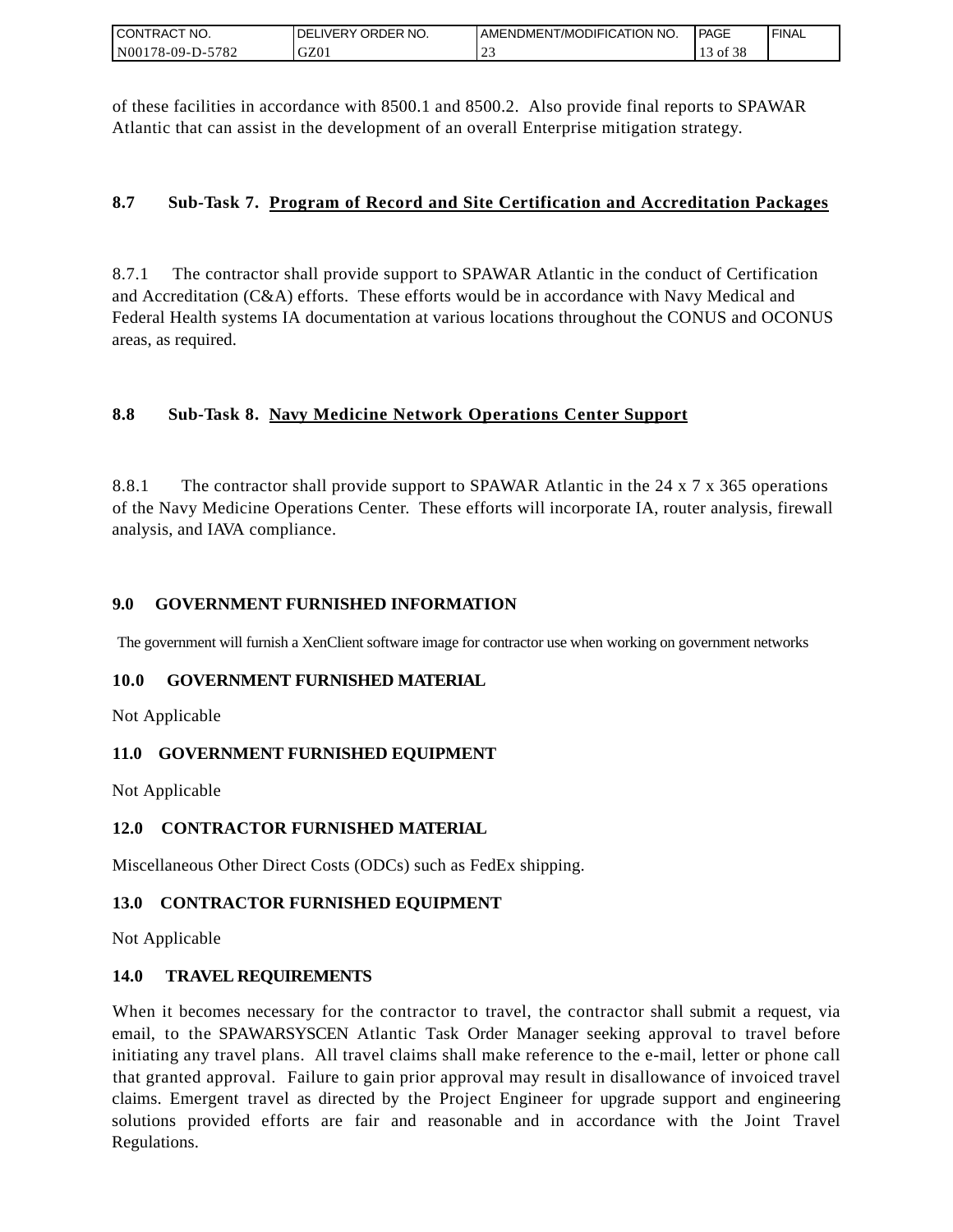of these facilities in accordance with 8500.1 and 8500.2. Also provide final reports to SPAWAR Atlantic that can assist in the development of an overall Enterprise mitigation strategy.

### 8.7 Sub-Task 7. Program of Record and Site Certification and Accreditation Packages

8.7.1 The contractor shall provide support to SPAWAR Atlantic in the conduct of Certification and Accreditation (C&A) efforts. These efforts would be in accordance with Navy Medical and Federal Health systems IA documentation at various locations throughout the CONUS and OCONUS areas, as required.

### 8.8 Sub-Task 8. Navy Medicine Network Operations Center Support

8.8.1 The contractor shall provide support to SPAWAR Atlantic in the 24 x 7 x 365 operations of the Navy Medicine Operations Center. These efforts will incorporate IA, router analysis, firewall analysis, and IAVA compliance.

## 9.0 GOVERNMENT FURNISHED INFORMATION

The government will furnish a XenClient software image for contractor use when working on government networks

## 10.0 GOVERNMENT FURNISHED MATERIAL

Not Applicable

## 11.0 GOVERNMENT FURNISHED EQUIPMENT

Not Applicable

## 12.0 CONTRACTOR FURNISHED MATERIAL

Miscellaneous Other Direct Costs (ODCs) such as FedEx shipping.

## 13.0 CONTRACTOR FURNISHED EQUIPMENT

Not Applicable

## 14.0 TRAVEL REQUIREMENTS

When it becomes necessary for the contractor to travel, the contractor shall submit a request, via email, to the SPAWARSYSCEN Atlantic Task Order Manager seeking approval to travel before initiating any travel plans. All travel claims shall make reference to the e-mail, letter or phone call that granted approval. Failure to gain prior approval may result in disallowance of invoiced travel claims. Emergent travel as directed by the Project Engineer for upgrade support and engineering solutions provided efforts are fair and reasonable and in accordance with the Joint Travel Regulations.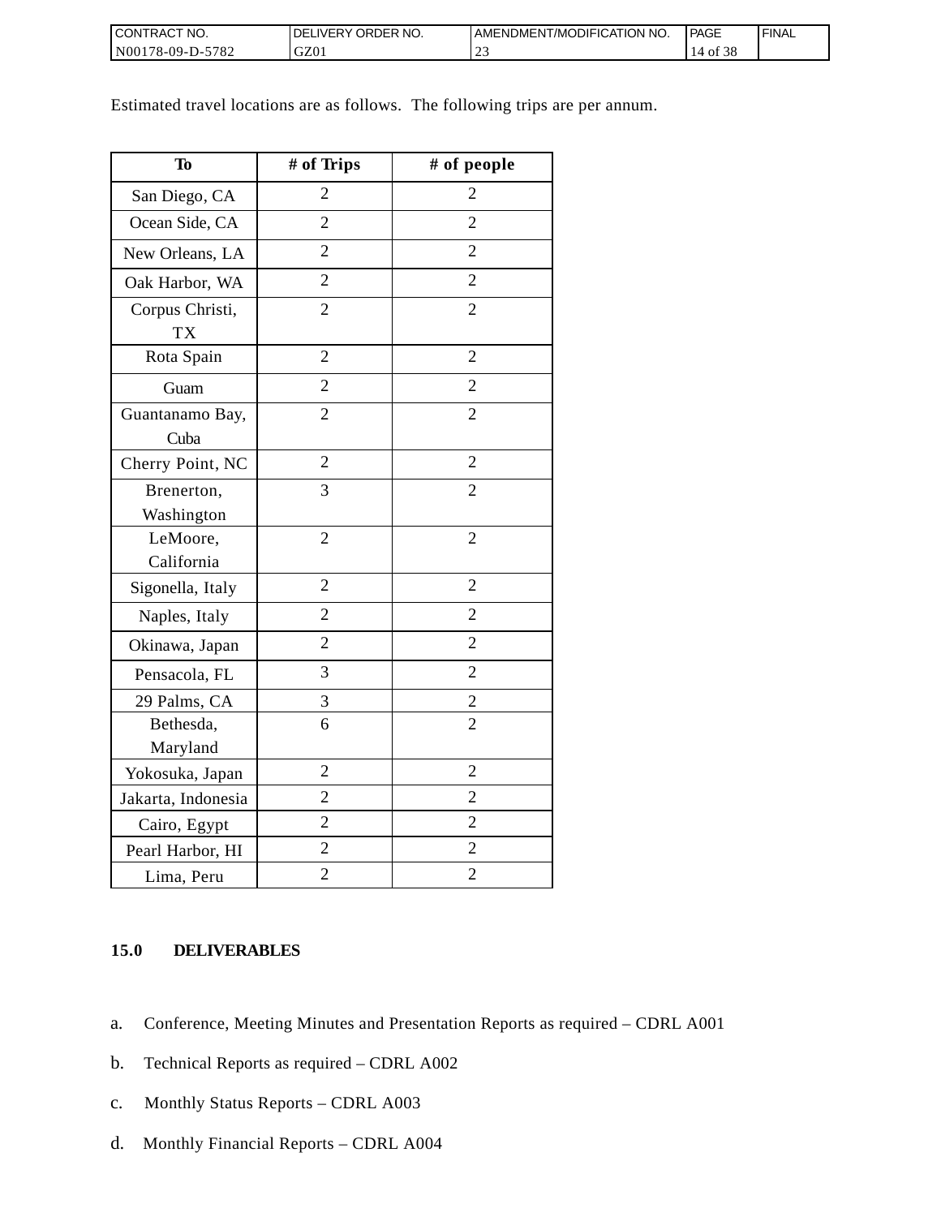Estimated travel locations are as follows.  The following trips are per annum.

| To | # of Trips | # of people |
|---|---|---|
| San Diego, CA | 2 | 2 |
| Ocean Side, CA | 2 | 2 |
| New Orleans, LA | 2 | 2 |
| Oak Harbor, WA | 2 | 2 |
| Corpus Christi, TX | 2 | 2 |
| Rota Spain | 2 | 2 |
| Guam | 2 | 2 |
| Guantanamo Bay, Cuba | 2 | 2 |
| Cherry Point, NC | 2 | 2 |
| Brenerton, Washington | 3 | 2 |
| LeMoore, California | 2 | 2 |
| Sigonella, Italy | 2 | 2 |
| Naples, Italy | 2 | 2 |
| Okinawa, Japan | 2 | 2 |
| Pensacola, FL | 3 | 2 |
| 29 Palms, CA | 3 | 2 |
| Bethesda, Maryland | 6 | 2 |
| Yokosuka, Japan | 2 | 2 |
| Jakarta, Indonesia | 2 | 2 |
| Cairo, Egypt | 2 | 2 |
| Pearl Harbor, HI | 2 | 2 |
| Lima, Peru | 2 | 2 |

## 15.0 DELIVERABLES

a. Conference, Meeting Minutes and Presentation Reports as required – CDRL A001

b. Technical Reports as required – CDRL A002

c. Monthly Status Reports – CDRL A003

d. Monthly Financial Reports – CDRL A004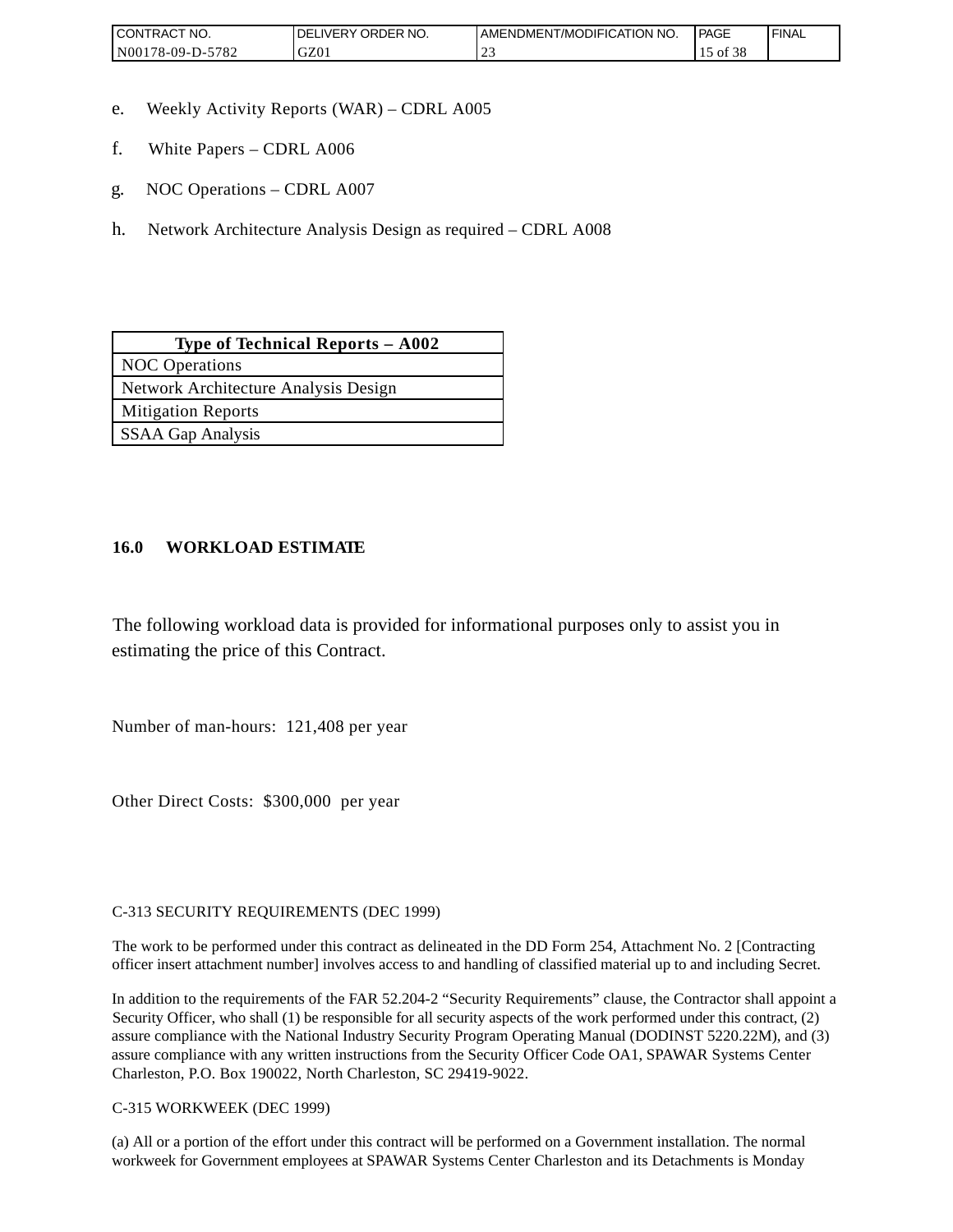e. Weekly Activity Reports (WAR) – CDRL A005

f. White Papers – CDRL A006

g. NOC Operations – CDRL A007

h. Network Architecture Analysis Design as required – CDRL A008

| Type of Technical Reports – A002 |
|---|
| NOC Operations |
| Network Architecture Analysis Design |
| Mitigation Reports |
| SSAA Gap Analysis |

## 16.0 WORKLOAD ESTIMATE

The following workload data is provided for informational purposes only to assist you in estimating the price of this Contract.

Number of man-hours: 121,408 per year

Other Direct Costs: $300,000 per year

C-313 SECURITY REQUIREMENTS (DEC 1999)

The work to be performed under this contract as delineated in the DD Form 254, Attachment No. 2 [Contracting officer insert attachment number] involves access to and handling of classified material up to and including Secret.

In addition to the requirements of the FAR 52.204-2 “Security Requirements” clause, the Contractor shall appoint a Security Officer, who shall (1) be responsible for all security aspects of the work performed under this contract, (2) assure compliance with the National Industry Security Program Operating Manual (DODINST 5220.22M), and (3) assure compliance with any written instructions from the Security Officer Code OA1, SPAWAR Systems Center Charleston, P.O. Box 190022, North Charleston, SC 29419-9022.

C-315 WORKWEEK (DEC 1999)

(a) All or a portion of the effort under this contract will be performed on a Government installation. The normal workweek for Government employees at SPAWAR Systems Center Charleston and its Detachments is Monday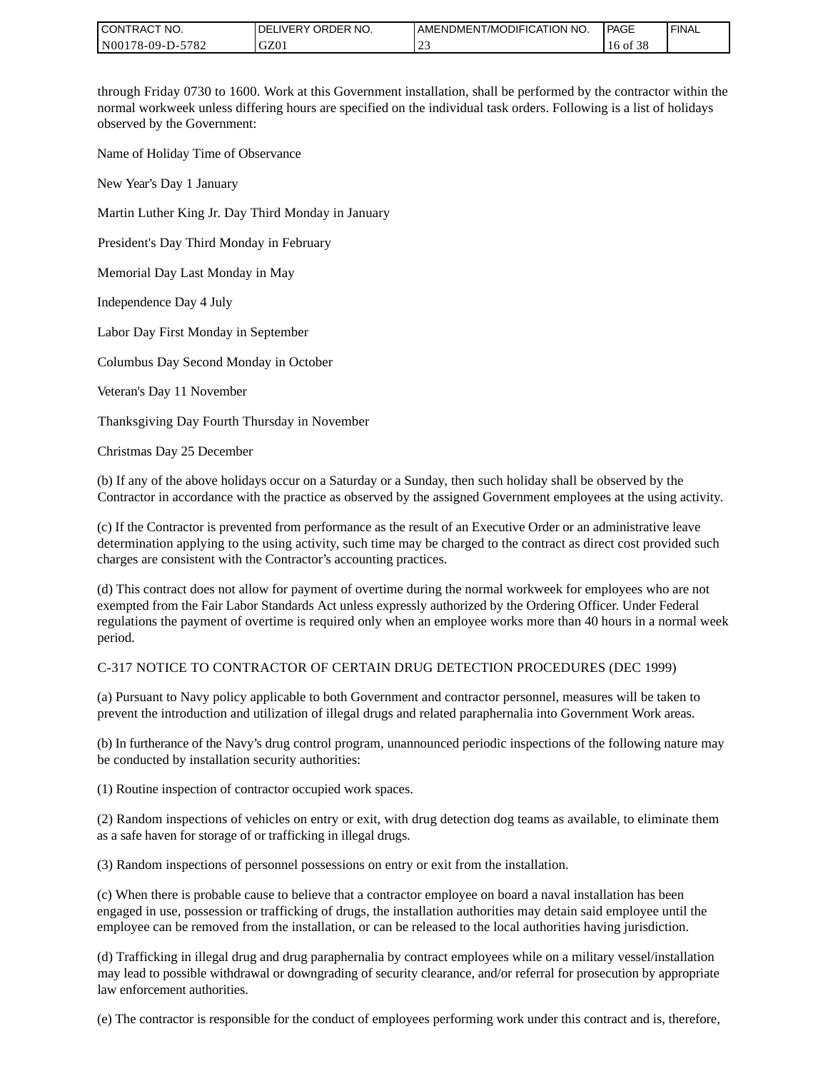through Friday 0730 to 1600. Work at this Government installation, shall be performed by the contractor within the normal workweek unless differing hours are specified on the individual task orders. Following is a list of holidays observed by the Government:

Name of Holiday Time of Observance

New Year's Day 1 January

Martin Luther King Jr. Day Third Monday in January

President's Day Third Monday in February

Memorial Day Last Monday in May

Independence Day 4 July

Labor Day First Monday in September

Columbus Day Second Monday in October

Veteran's Day 11 November

Thanksgiving Day Fourth Thursday in November

Christmas Day 25 December

(b) If any of the above holidays occur on a Saturday or a Sunday, then such holiday shall be observed by the Contractor in accordance with the practice as observed by the assigned Government employees at the using activity.

(c) If the Contractor is prevented from performance as the result of an Executive Order or an administrative leave determination applying to the using activity, such time may be charged to the contract as direct cost provided such charges are consistent with the Contractor's accounting practices.

(d) This contract does not allow for payment of overtime during the normal workweek for employees who are not exempted from the Fair Labor Standards Act unless expressly authorized by the Ordering Officer. Under Federal regulations the payment of overtime is required only when an employee works more than 40 hours in a normal week period.

C-317 NOTICE TO CONTRACTOR OF CERTAIN DRUG DETECTION PROCEDURES (DEC 1999)

(a) Pursuant to Navy policy applicable to both Government and contractor personnel, measures will be taken to prevent the introduction and utilization of illegal drugs and related paraphernalia into Government Work areas.

(b) In furtherance of the Navy's drug control program, unannounced periodic inspections of the following nature may be conducted by installation security authorities:

(1) Routine inspection of contractor occupied work spaces.

(2) Random inspections of vehicles on entry or exit, with drug detection dog teams as available, to eliminate them as a safe haven for storage of or trafficking in illegal drugs.

(3) Random inspections of personnel possessions on entry or exit from the installation.

(c) When there is probable cause to believe that a contractor employee on board a naval installation has been engaged in use, possession or trafficking of drugs, the installation authorities may detain said employee until the employee can be removed from the installation, or can be released to the local authorities having jurisdiction.

(d) Trafficking in illegal drug and drug paraphernalia by contract employees while on a military vessel/installation may lead to possible withdrawal or downgrading of security clearance, and/or referral for prosecution by appropriate law enforcement authorities.

(e) The contractor is responsible for the conduct of employees performing work under this contract and is, therefore,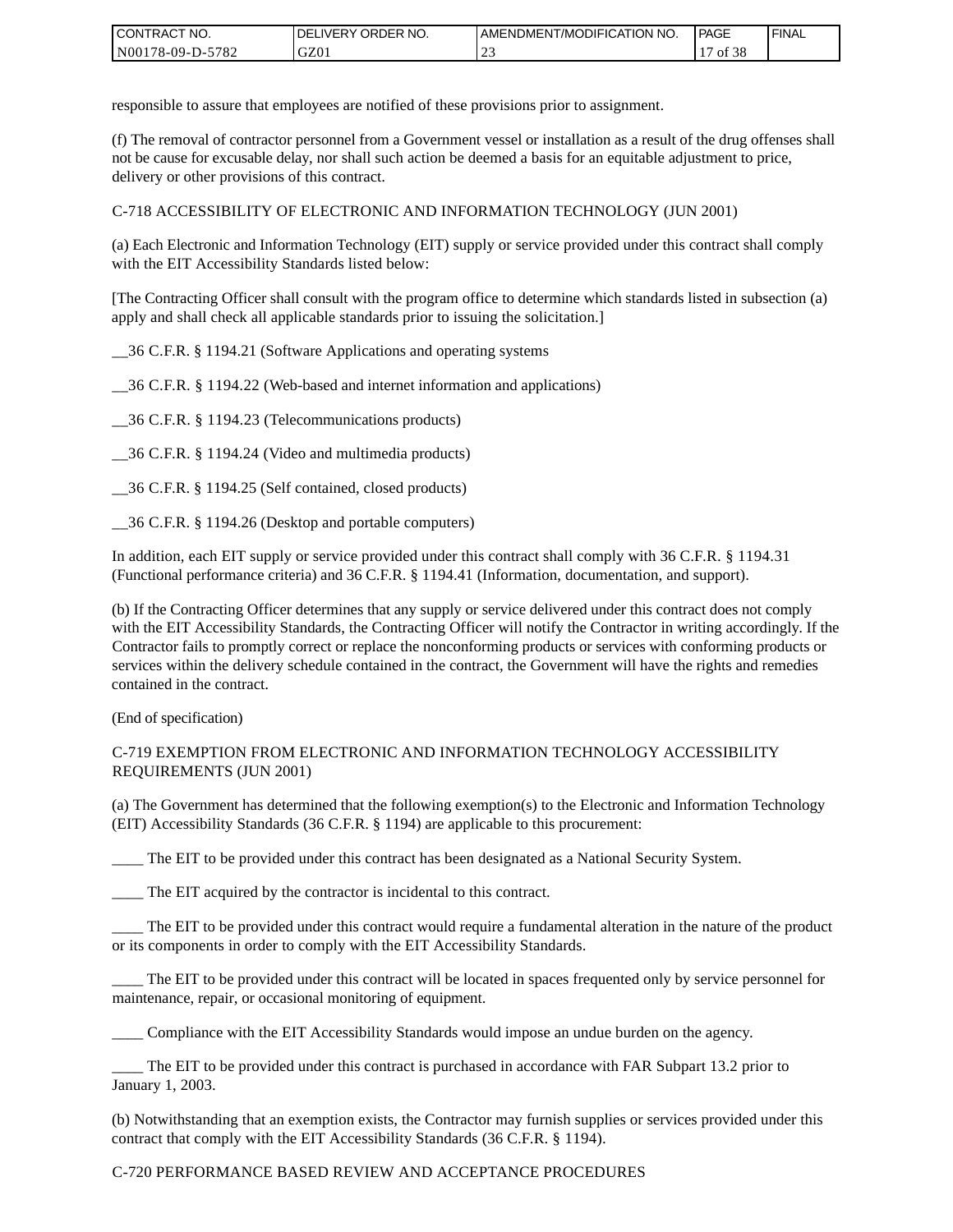responsible to assure that employees are notified of these provisions prior to assignment.

(f) The removal of contractor personnel from a Government vessel or installation as a result of the drug offenses shall not be cause for excusable delay, nor shall such action be deemed a basis for an equitable adjustment to price, delivery or other provisions of this contract.

C-718 ACCESSIBILITY OF ELECTRONIC AND INFORMATION TECHNOLOGY (JUN 2001)

(a) Each Electronic and Information Technology (EIT) supply or service provided under this contract shall comply with the EIT Accessibility Standards listed below:

[The Contracting Officer shall consult with the program office to determine which standards listed in subsection (a) apply and shall check all applicable standards prior to issuing the solicitation.]

__36 C.F.R. § 1194.21 (Software Applications and operating systems

__36 C.F.R. § 1194.22 (Web-based and internet information and applications)

__36 C.F.R. § 1194.23 (Telecommunications products)

__36 C.F.R. § 1194.24 (Video and multimedia products)

__36 C.F.R. § 1194.25 (Self contained, closed products)

__36 C.F.R. § 1194.26 (Desktop and portable computers)

In addition, each EIT supply or service provided under this contract shall comply with 36 C.F.R. § 1194.31 (Functional performance criteria) and 36 C.F.R. § 1194.41 (Information, documentation, and support).

(b) If the Contracting Officer determines that any supply or service delivered under this contract does not comply with the EIT Accessibility Standards, the Contracting Officer will notify the Contractor in writing accordingly. If the Contractor fails to promptly correct or replace the nonconforming products or services with conforming products or services within the delivery schedule contained in the contract, the Government will have the rights and remedies contained in the contract.

(End of specification)

C-719 EXEMPTION FROM ELECTRONIC AND INFORMATION TECHNOLOGY ACCESSIBILITY REQUIREMENTS (JUN 2001)

(a) The Government has determined that the following exemption(s) to the Electronic and Information Technology (EIT) Accessibility Standards (36 C.F.R. § 1194) are applicable to this procurement:

____ The EIT to be provided under this contract has been designated as a National Security System.

____ The EIT acquired by the contractor is incidental to this contract.

____ The EIT to be provided under this contract would require a fundamental alteration in the nature of the product or its components in order to comply with the EIT Accessibility Standards.

____ The EIT to be provided under this contract will be located in spaces frequented only by service personnel for maintenance, repair, or occasional monitoring of equipment.

____ Compliance with the EIT Accessibility Standards would impose an undue burden on the agency.

____ The EIT to be provided under this contract is purchased in accordance with FAR Subpart 13.2 prior to January 1, 2003.

(b) Notwithstanding that an exemption exists, the Contractor may furnish supplies or services provided under this contract that comply with the EIT Accessibility Standards (36 C.F.R. § 1194).

C-720 PERFORMANCE BASED REVIEW AND ACCEPTANCE PROCEDURES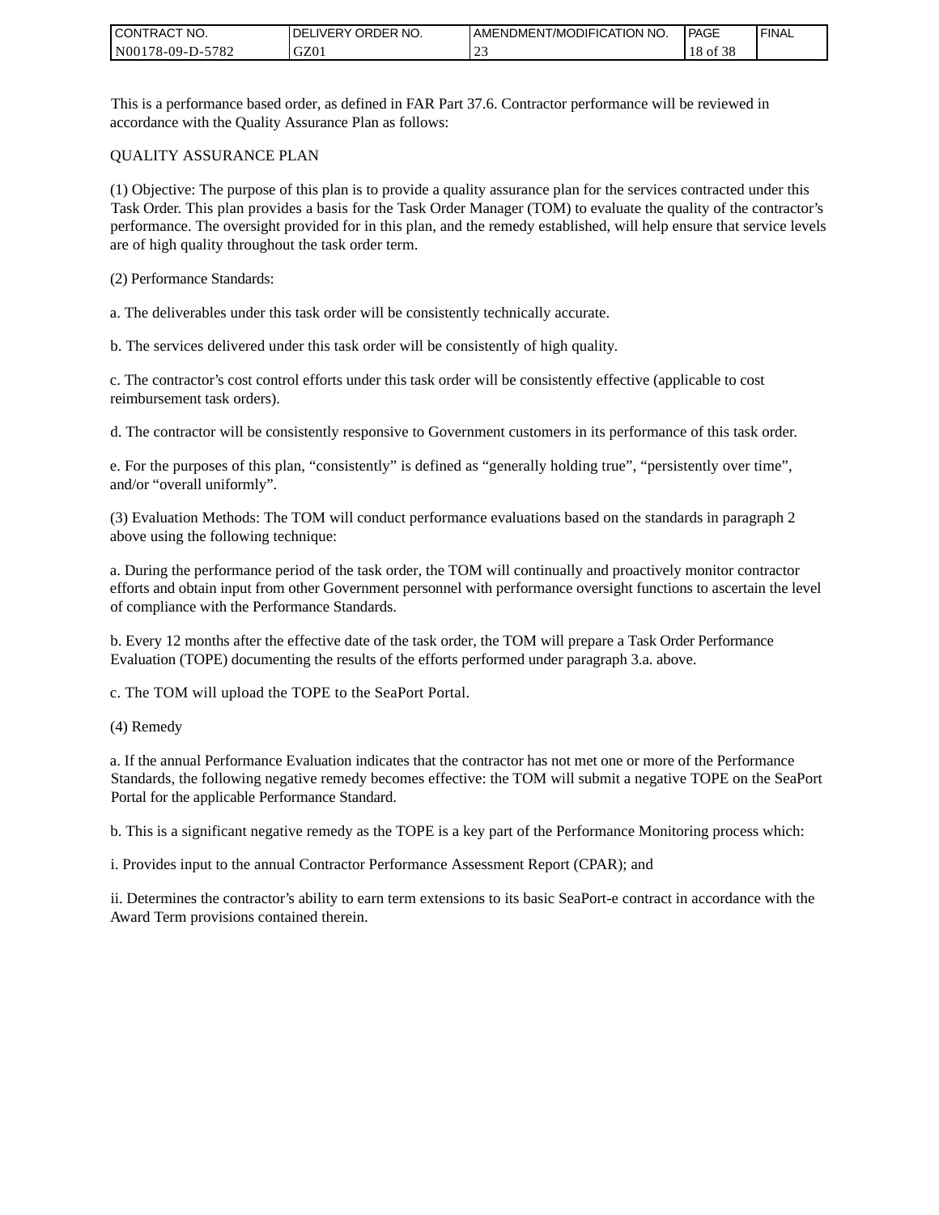This is a performance based order, as defined in FAR Part 37.6. Contractor performance will be reviewed in accordance with the Quality Assurance Plan as follows:

QUALITY ASSURANCE PLAN

(1) Objective: The purpose of this plan is to provide a quality assurance plan for the services contracted under this Task Order. This plan provides a basis for the Task Order Manager (TOM) to evaluate the quality of the contractor's performance. The oversight provided for in this plan, and the remedy established, will help ensure that service levels are of high quality throughout the task order term.

(2) Performance Standards:

a. The deliverables under this task order will be consistently technically accurate.

b. The services delivered under this task order will be consistently of high quality.

c. The contractor's cost control efforts under this task order will be consistently effective (applicable to cost reimbursement task orders).

d. The contractor will be consistently responsive to Government customers in its performance of this task order.

e. For the purposes of this plan, "consistently" is defined as "generally holding true", "persistently over time", and/or "overall uniformly".

(3) Evaluation Methods: The TOM will conduct performance evaluations based on the standards in paragraph 2 above using the following technique:

a. During the performance period of the task order, the TOM will continually and proactively monitor contractor efforts and obtain input from other Government personnel with performance oversight functions to ascertain the level of compliance with the Performance Standards.

b. Every 12 months after the effective date of the task order, the TOM will prepare a Task Order Performance Evaluation (TOPE) documenting the results of the efforts performed under paragraph 3.a. above.

c. The TOM will upload the TOPE to the SeaPort Portal.

(4) Remedy

a. If the annual Performance Evaluation indicates that the contractor has not met one or more of the Performance Standards, the following negative remedy becomes effective: the TOM will submit a negative TOPE on the SeaPort Portal for the applicable Performance Standard.

b. This is a significant negative remedy as the TOPE is a key part of the Performance Monitoring process which:

i. Provides input to the annual Contractor Performance Assessment Report (CPAR); and

ii. Determines the contractor's ability to earn term extensions to its basic SeaPort-e contract in accordance with the Award Term provisions contained therein.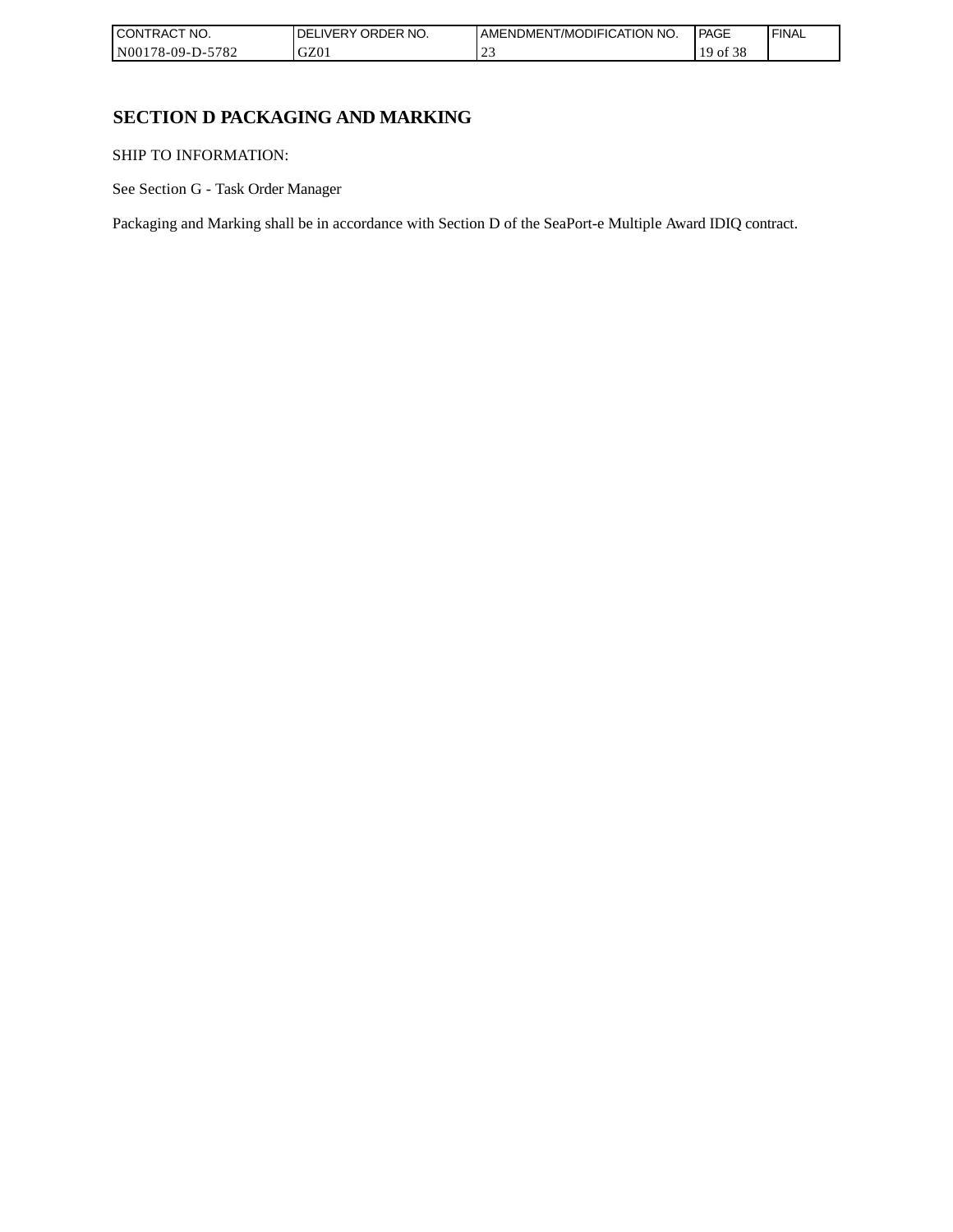## SECTION D PACKAGING AND MARKING

SHIP TO INFORMATION:

See Section G - Task Order Manager

Packaging and Marking shall be in accordance with Section D of the SeaPort-e Multiple Award IDIQ contract.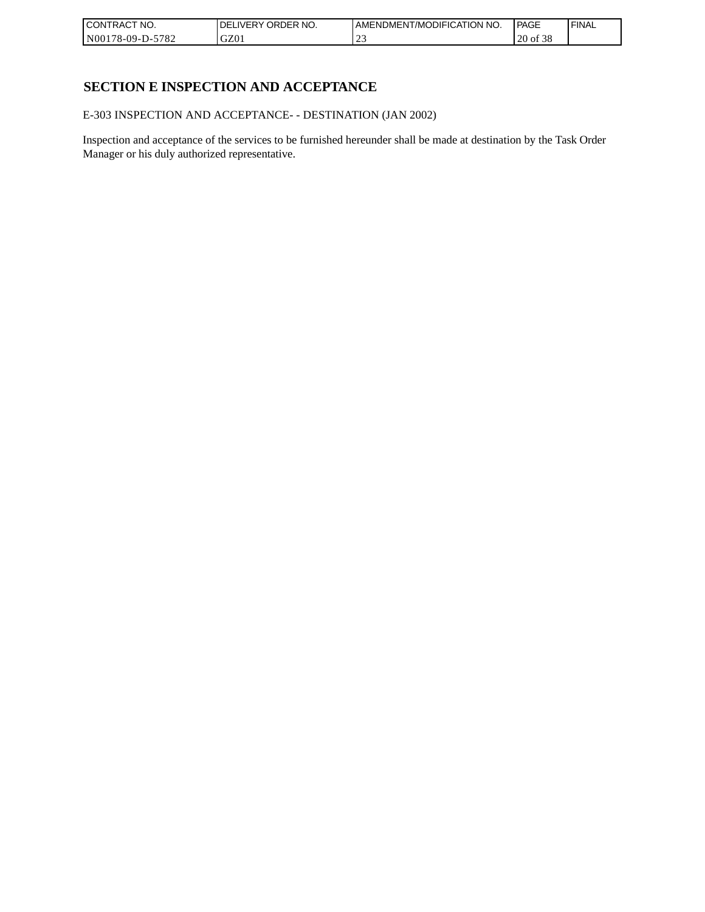## SECTION E INSPECTION AND ACCEPTANCE

E-303 INSPECTION AND ACCEPTANCE- - DESTINATION (JAN 2002)

Inspection and acceptance of the services to be furnished hereunder shall be made at destination by the Task Order Manager or his duly authorized representative.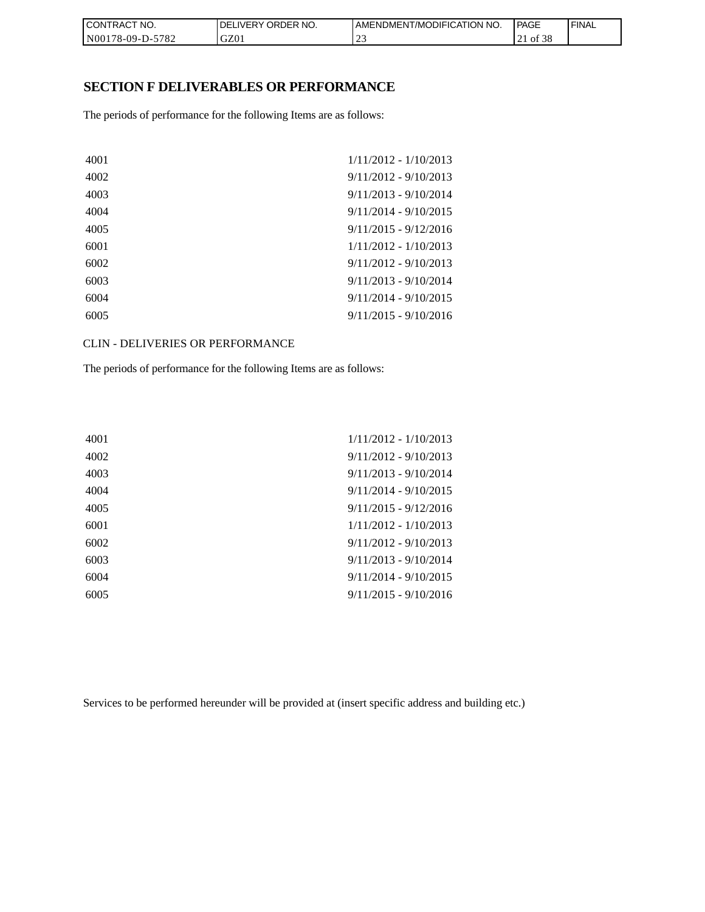# SECTION F DELIVERABLES OR PERFORMANCE

The periods of performance for the following Items are as follows:

| | |
|---|---|
| 4001 | 1/11/2012 - 1/10/2013 |
| 4002 | 9/11/2012 - 9/10/2013 |
| 4003 | 9/11/2013 - 9/10/2014 |
| 4004 | 9/11/2014 - 9/10/2015 |
| 4005 | 9/11/2015 - 9/12/2016 |
| 6001 | 1/11/2012 - 1/10/2013 |
| 6002 | 9/11/2012 - 9/10/2013 |
| 6003 | 9/11/2013 - 9/10/2014 |
| 6004 | 9/11/2014 - 9/10/2015 |
| 6005 | 9/11/2015 - 9/10/2016 |

CLIN - DELIVERIES OR PERFORMANCE

The periods of performance for the following Items are as follows:

| | |
|---|---|
| 4001 | 1/11/2012 - 1/10/2013 |
| 4002 | 9/11/2012 - 9/10/2013 |
| 4003 | 9/11/2013 - 9/10/2014 |
| 4004 | 9/11/2014 - 9/10/2015 |
| 4005 | 9/11/2015 - 9/12/2016 |
| 6001 | 1/11/2012 - 1/10/2013 |
| 6002 | 9/11/2012 - 9/10/2013 |
| 6003 | 9/11/2013 - 9/10/2014 |
| 6004 | 9/11/2014 - 9/10/2015 |
| 6005 | 9/11/2015 - 9/10/2016 |

Services to be performed hereunder will be provided at (insert specific address and building etc.)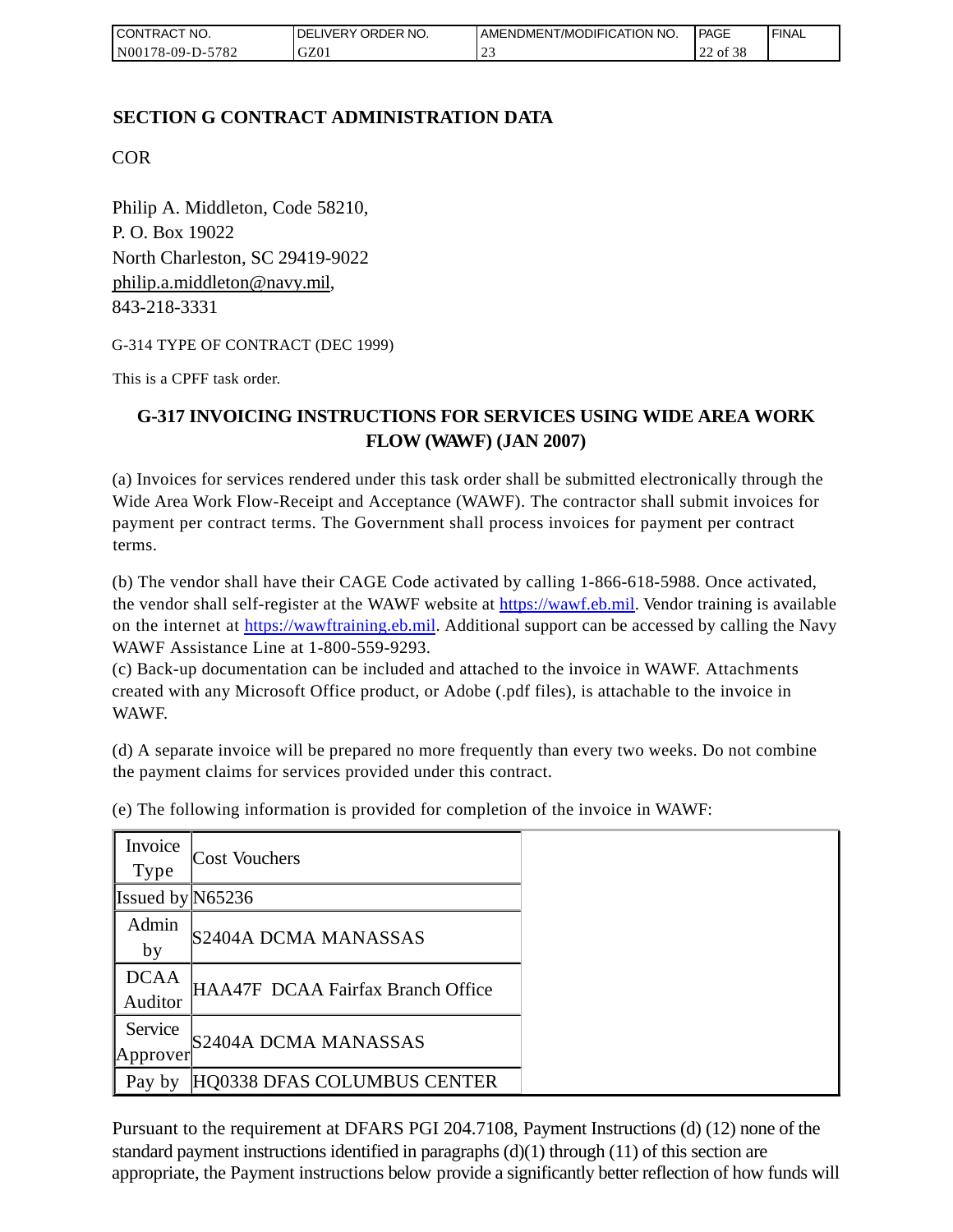## SECTION G CONTRACT ADMINISTRATION DATA

COR

Philip A. Middleton, Code 58210,
P. O. Box 19022
North Charleston, SC 29419-9022
philip.a.middleton@navy.mil,
843-218-3331

G-314 TYPE OF CONTRACT (DEC 1999)

This is a CPFF task order.

### G-317 INVOICING INSTRUCTIONS FOR SERVICES USING WIDE AREA WORK FLOW (WAWF) (JAN 2007)

(a) Invoices for services rendered under this task order shall be submitted electronically through the Wide Area Work Flow-Receipt and Acceptance (WAWF). The contractor shall submit invoices for payment per contract terms. The Government shall process invoices for payment per contract terms.

(b) The vendor shall have their CAGE Code activated by calling 1-866-618-5988. Once activated, the vendor shall self-register at the WAWF website at https://wawf.eb.mil. Vendor training is available on the internet at https://wawftraining.eb.mil. Additional support can be accessed by calling the Navy WAWF Assistance Line at 1-800-559-9293.
(c) Back-up documentation can be included and attached to the invoice in WAWF. Attachments created with any Microsoft Office product, or Adobe (.pdf files), is attachable to the invoice in WAWF.

(d) A separate invoice will be prepared no more frequently than every two weeks. Do not combine the payment claims for services provided under this contract.

(e) The following information is provided for completion of the invoice in WAWF:

| Invoice Type | Cost Vouchers |
|---|---|
| Issued by | N65236 |
| Admin by | S2404A DCMA MANASSAS |
| DCAA Auditor | HAA47F DCAA Fairfax Branch Office |
| Service Approver | S2404A DCMA MANASSAS |
| Pay by | HQ0338 DFAS COLUMBUS CENTER |

Pursuant to the requirement at DFARS PGI 204.7108, Payment Instructions (d) (12) none of the standard payment instructions identified in paragraphs (d)(1) through (11) of this section are appropriate, the Payment instructions below provide a significantly better reflection of how funds will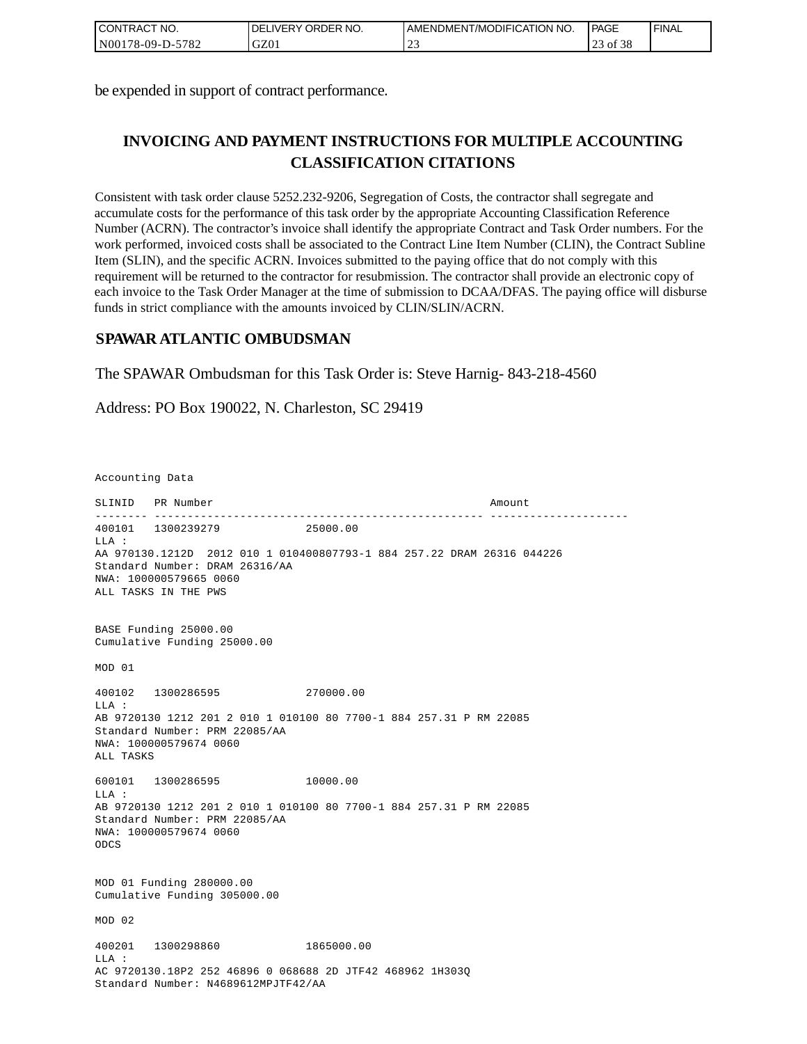be expended in support of contract performance.

## INVOICING AND PAYMENT INSTRUCTIONS FOR MULTIPLE ACCOUNTING CLASSIFICATION CITATIONS

Consistent with task order clause 5252.232-9206, Segregation of Costs, the contractor shall segregate and accumulate costs for the performance of this task order by the appropriate Accounting Classification Reference Number (ACRN). The contractor's invoice shall identify the appropriate Contract and Task Order numbers. For the work performed, invoiced costs shall be associated to the Contract Line Item Number (CLIN), the Contract Subline Item (SLIN), and the specific ACRN. Invoices submitted to the paying office that do not comply with this requirement will be returned to the contractor for resubmission. The contractor shall provide an electronic copy of each invoice to the Task Order Manager at the time of submission to DCAA/DFAS. The paying office will disburse funds in strict compliance with the amounts invoiced by CLIN/SLIN/ACRN.

### SPAWAR ATLANTIC OMBUDSMAN

The SPAWAR Ombudsman for this Task Order is: Steve Harnig- 843-218-4560

Address: PO Box 190022, N. Charleston, SC 29419

```
Accounting Data

SLINID   PR Number                                          Amount
-------- -------------------------------------------------- ---------------------
400101   1300239279              25000.00
LLA :
AA 970130.1212D  2012 010 1 010400807793-1 884 257.22 DRAM 26316 044226
Standard Number: DRAM 26316/AA
NWA: 100000579665 0060
ALL TASKS IN THE PWS


BASE Funding 25000.00
Cumulative Funding 25000.00

MOD 01

400102   1300286595              270000.00
LLA :
AB 9720130 1212 201 2 010 1 010100 80 7700-1 884 257.31 P RM 22085
Standard Number: PRM 22085/AA
NWA: 100000579674 0060
ALL TASKS

600101   1300286595              10000.00
LLA :
AB 9720130 1212 201 2 010 1 010100 80 7700-1 884 257.31 P RM 22085
Standard Number: PRM 22085/AA
NWA: 100000579674 0060
ODCS


MOD 01 Funding 280000.00
Cumulative Funding 305000.00

MOD 02

400201   1300298860              1865000.00
LLA :
AC 9720130.18P2 252 46896 0 068688 2D JTF42 468962 1H303Q
Standard Number: N4689612MPJTF42/AA
```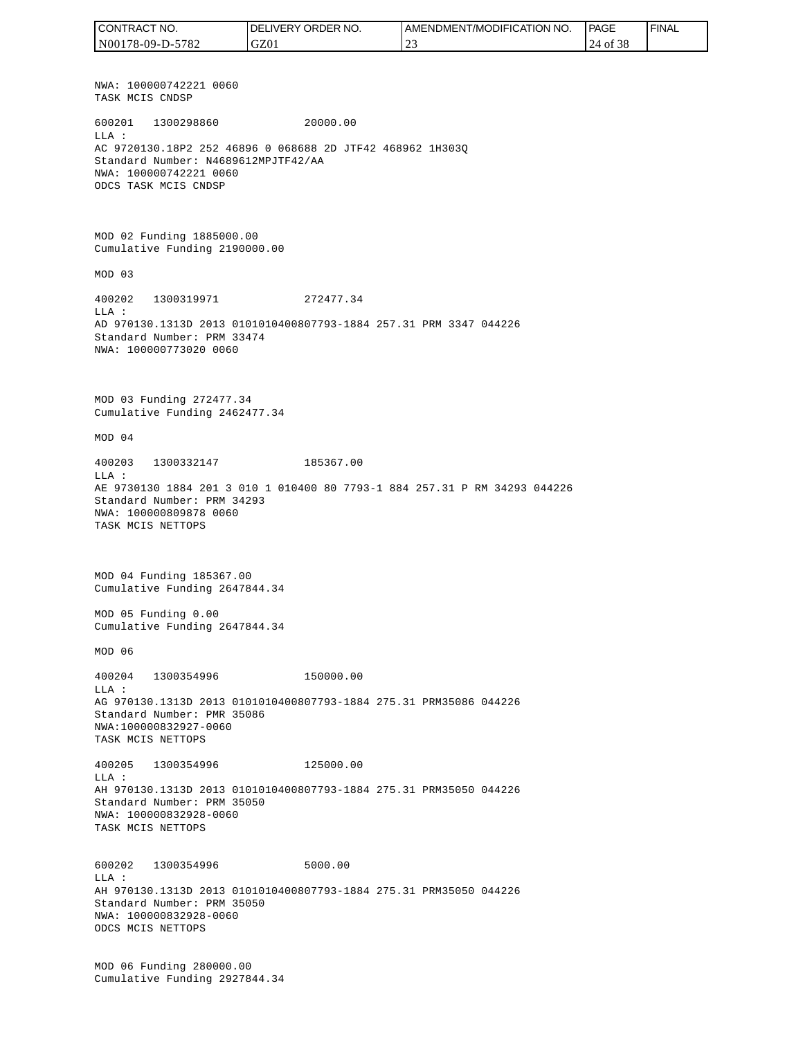NWA: 100000742221 0060
TASK MCIS CNDSP

600201 1300298860 20000.00
LLA :
AC 9720130.18P2 252 46896 0 068688 2D JTF42 468962 1H303Q
Standard Number: N4689612MPJTF42/AA
NWA: 100000742221 0060
ODCS TASK MCIS CNDSP

MOD 02 Funding 1885000.00
Cumulative Funding 2190000.00

MOD 03

400202 1300319971 272477.34
LLA :
AD 970130.1313D 2013 0101010400807793-1884 257.31 PRM 3347 044226
Standard Number: PRM 33474
NWA: 100000773020 0060

MOD 03 Funding 272477.34
Cumulative Funding 2462477.34

MOD 04

400203 1300332147 185367.00
LLA :
AE 9730130 1884 201 3 010 1 010400 80 7793-1 884 257.31 P RM 34293 044226
Standard Number: PRM 34293
NWA: 100000809878 0060
TASK MCIS NETTOPS

MOD 04 Funding 185367.00
Cumulative Funding 2647844.34

MOD 05 Funding 0.00
Cumulative Funding 2647844.34

MOD 06

400204 1300354996 150000.00
LLA :
AG 970130.1313D 2013 0101010400807793-1884 275.31 PRM35086 044226
Standard Number: PMR 35086
NWA:100000832927-0060
TASK MCIS NETTOPS

400205 1300354996 125000.00
LLA :
AH 970130.1313D 2013 0101010400807793-1884 275.31 PRM35050 044226
Standard Number: PRM 35050
NWA: 100000832928-0060
TASK MCIS NETTOPS

600202 1300354996 5000.00
LLA :
AH 970130.1313D 2013 0101010400807793-1884 275.31 PRM35050 044226
Standard Number: PRM 35050
NWA: 100000832928-0060
ODCS MCIS NETTOPS

MOD 06 Funding 280000.00
Cumulative Funding 2927844.34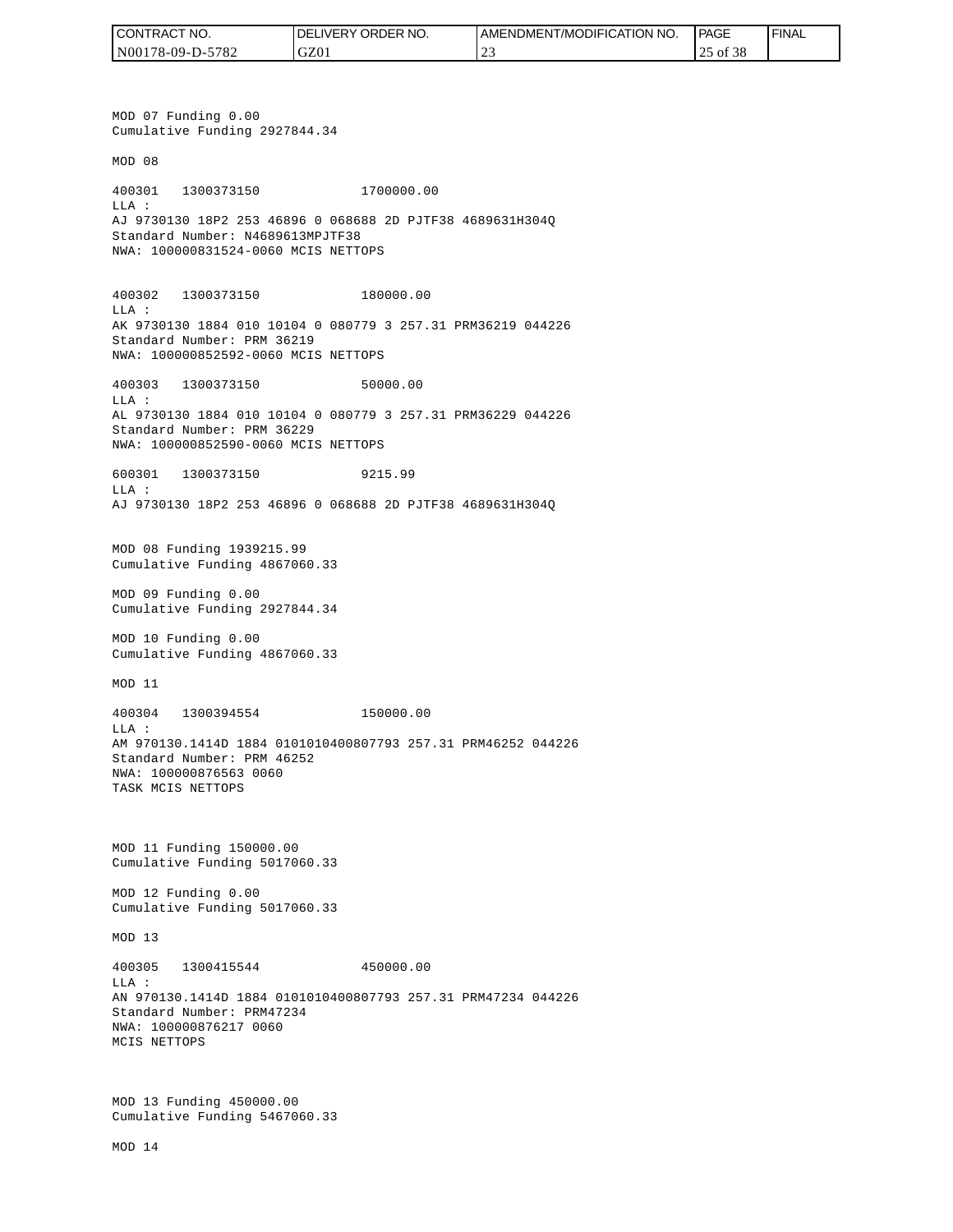MOD 07 Funding 0.00
Cumulative Funding 2927844.34

MOD 08

400301 1300373150 1700000.00
LLA :
AJ 9730130 18P2 253 46896 0 068688 2D PJTF38 4689631H304Q
Standard Number: N4689613MPJTF38
NWA: 100000831524-0060 MCIS NETTOPS

400302 1300373150 180000.00
LLA :
AK 9730130 1884 010 10104 0 080779 3 257.31 PRM36219 044226
Standard Number: PRM 36219
NWA: 100000852592-0060 MCIS NETTOPS

400303 1300373150 50000.00
LLA :
AL 9730130 1884 010 10104 0 080779 3 257.31 PRM36229 044226
Standard Number: PRM 36229
NWA: 100000852590-0060 MCIS NETTOPS

600301 1300373150 9215.99
LLA :
AJ 9730130 18P2 253 46896 0 068688 2D PJTF38 4689631H304Q

MOD 08 Funding 1939215.99
Cumulative Funding 4867060.33

MOD 09 Funding 0.00
Cumulative Funding 2927844.34

MOD 10 Funding 0.00
Cumulative Funding 4867060.33

MOD 11

400304 1300394554 150000.00
LLA :
AM 970130.1414D 1884 0101010400807793 257.31 PRM46252 044226
Standard Number: PRM 46252
NWA: 100000876563 0060
TASK MCIS NETTOPS

MOD 11 Funding 150000.00
Cumulative Funding 5017060.33

MOD 12 Funding 0.00
Cumulative Funding 5017060.33

MOD 13

400305 1300415544 450000.00
LLA :
AN 970130.1414D 1884 0101010400807793 257.31 PRM47234 044226
Standard Number: PRM47234
NWA: 100000876217 0060
MCIS NETTOPS

MOD 13 Funding 450000.00
Cumulative Funding 5467060.33

MOD 14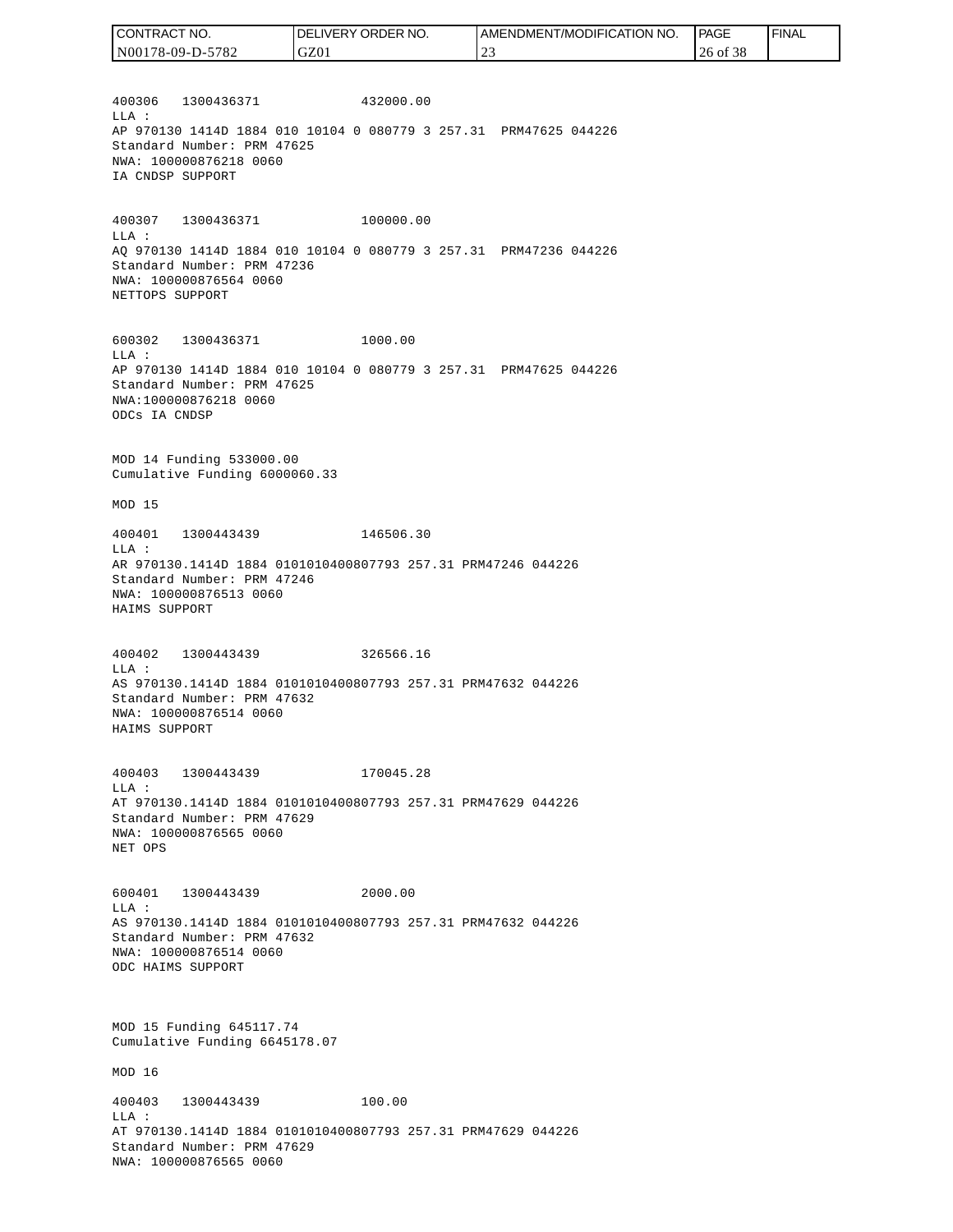400306 1300436371 432000.00
LLA :
AP 970130 1414D 1884 010 10104 0 080779 3 257.31 PRM47625 044226
Standard Number: PRM 47625
NWA: 100000876218 0060
IA CNDSP SUPPORT

400307 1300436371 100000.00
LLA :
AQ 970130 1414D 1884 010 10104 0 080779 3 257.31 PRM47236 044226
Standard Number: PRM 47236
NWA: 100000876564 0060
NETTOPS SUPPORT

600302 1300436371 1000.00
LLA :
AP 970130 1414D 1884 010 10104 0 080779 3 257.31 PRM47625 044226
Standard Number: PRM 47625
NWA:100000876218 0060
ODCs IA CNDSP

MOD 14 Funding 533000.00
Cumulative Funding 6000060.33

MOD 15

400401 1300443439 146506.30
LLA :
AR 970130.1414D 1884 0101010400807793 257.31 PRM47246 044226
Standard Number: PRM 47246
NWA: 100000876513 0060
HAIMS SUPPORT

400402 1300443439 326566.16
LLA :
AS 970130.1414D 1884 0101010400807793 257.31 PRM47632 044226
Standard Number: PRM 47632
NWA: 100000876514 0060
HAIMS SUPPORT

400403 1300443439 170045.28
LLA :
AT 970130.1414D 1884 0101010400807793 257.31 PRM47629 044226
Standard Number: PRM 47629
NWA: 100000876565 0060
NET OPS

600401 1300443439 2000.00
LLA :
AS 970130.1414D 1884 0101010400807793 257.31 PRM47632 044226
Standard Number: PRM 47632
NWA: 100000876514 0060
ODC HAIMS SUPPORT

MOD 15 Funding 645117.74
Cumulative Funding 6645178.07

MOD 16

400403 1300443439 100.00
LLA :
AT 970130.1414D 1884 0101010400807793 257.31 PRM47629 044226
Standard Number: PRM 47629
NWA: 100000876565 0060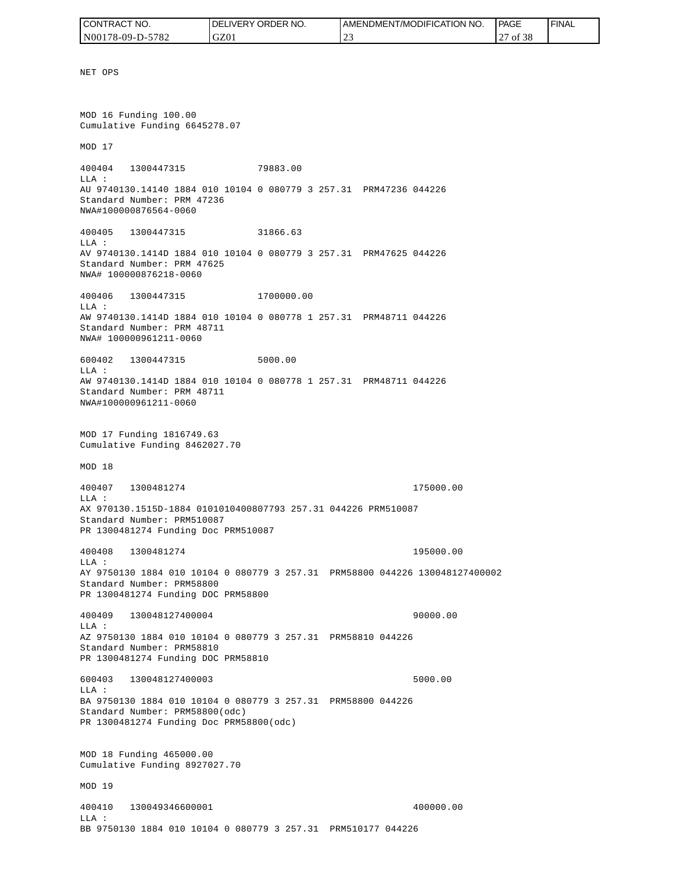NET OPS

MOD 16 Funding 100.00
Cumulative Funding 6645278.07

MOD 17

400404   1300447315   79883.00
LLA :
AU 9740130.14140 1884 010 10104 0 080779 3 257.31  PRM47236 044226
Standard Number: PRM 47236
NWA#100000876564-0060

400405   1300447315   31866.63
LLA :
AV 9740130.1414D 1884 010 10104 0 080779 3 257.31  PRM47625 044226
Standard Number: PRM 47625
NWA# 100000876218-0060

400406   1300447315   1700000.00
LLA :
AW 9740130.1414D 1884 010 10104 0 080778 1 257.31  PRM48711 044226
Standard Number: PRM 48711
NWA# 100000961211-0060

600402   1300447315   5000.00
LLA :
AW 9740130.1414D 1884 010 10104 0 080778 1 257.31  PRM48711 044226
Standard Number: PRM 48711
NWA#100000961211-0060

MOD 17 Funding 1816749.63
Cumulative Funding 8462027.70

MOD 18

400407   1300481274   175000.00
LLA :
AX 970130.1515D-1884 0101010400807793 257.31 044226 PRM510087
Standard Number: PRM510087
PR 1300481274 Funding Doc PRM510087

400408   1300481274   195000.00
LLA :
AY 9750130 1884 010 10104 0 080779 3 257.31  PRM58800 044226 130048127400002
Standard Number: PRM58800
PR 1300481274 Funding DOC PRM58800

400409   130048127400004   90000.00
LLA :
AZ 9750130 1884 010 10104 0 080779 3 257.31  PRM58810 044226
Standard Number: PRM58810
PR 1300481274 Funding DOC PRM58810

600403   130048127400003   5000.00
LLA :
BA 9750130 1884 010 10104 0 080779 3 257.31  PRM58800 044226
Standard Number: PRM58800(odc)
PR 1300481274 Funding Doc PRM58800(odc)

MOD 18 Funding 465000.00
Cumulative Funding 8927027.70

MOD 19

400410   130049346600001   400000.00
LLA :
BB 9750130 1884 010 10104 0 080779 3 257.31  PRM510177 044226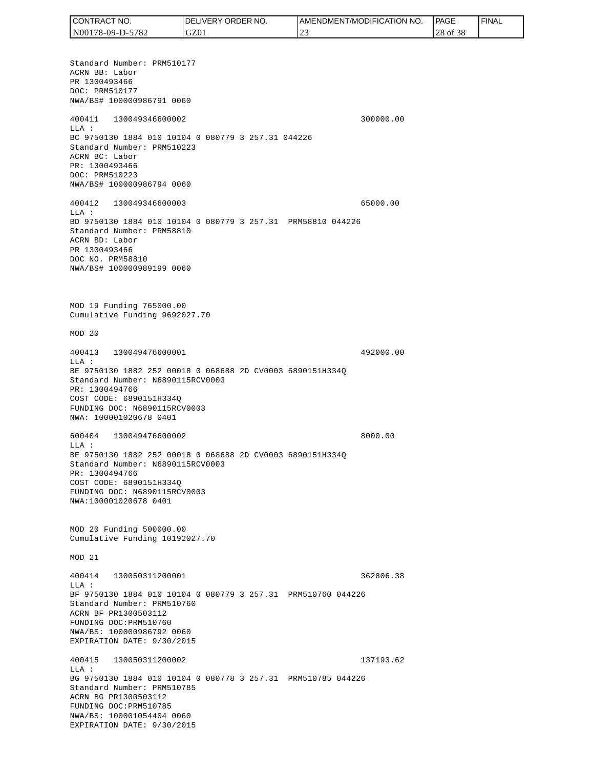Standard Number: PRM510177
ACRN BB: Labor
PR 1300493466
DOC: PRM510177
NWA/BS# 100000986791 0060

400411 130049346600002 300000.00
LLA :
BC 9750130 1884 010 10104 0 080779 3 257.31 044226
Standard Number: PRM510223
ACRN BC: Labor
PR: 1300493466
DOC: PRM510223
NWA/BS# 100000986794 0060

400412 130049346600003 65000.00
LLA :
BD 9750130 1884 010 10104 0 080779 3 257.31 PRM58810 044226
Standard Number: PRM58810
ACRN BD: Labor
PR 1300493466
DOC NO. PRM58810
NWA/BS# 100000989199 0060

MOD 19 Funding 765000.00
Cumulative Funding 9692027.70

MOD 20

400413 130049476600001 492000.00
LLA :
BE 9750130 1882 252 00018 0 068688 2D CV0003 6890151H334Q
Standard Number: N6890115RCV0003
PR: 1300494766
COST CODE: 6890151H334Q
FUNDING DOC: N6890115RCV0003
NWA: 100001020678 0401

600404 130049476600002 8000.00
LLA :
BE 9750130 1882 252 00018 0 068688 2D CV0003 6890151H334Q
Standard Number: N6890115RCV0003
PR: 1300494766
COST CODE: 6890151H334Q
FUNDING DOC: N6890115RCV0003
NWA:100001020678 0401

MOD 20 Funding 500000.00
Cumulative Funding 10192027.70

MOD 21

400414 130050311200001 362806.38
LLA :
BF 9750130 1884 010 10104 0 080779 3 257.31 PRM510760 044226
Standard Number: PRM510760
ACRN BF PR1300503112
FUNDING DOC:PRM510760
NWA/BS: 100000986792 0060
EXPIRATION DATE: 9/30/2015

400415 130050311200002 137193.62
LLA :
BG 9750130 1884 010 10104 0 080778 3 257.31 PRM510785 044226
Standard Number: PRM510785
ACRN BG PR1300503112
FUNDING DOC:PRM510785
NWA/BS: 100001054404 0060
EXPIRATION DATE: 9/30/2015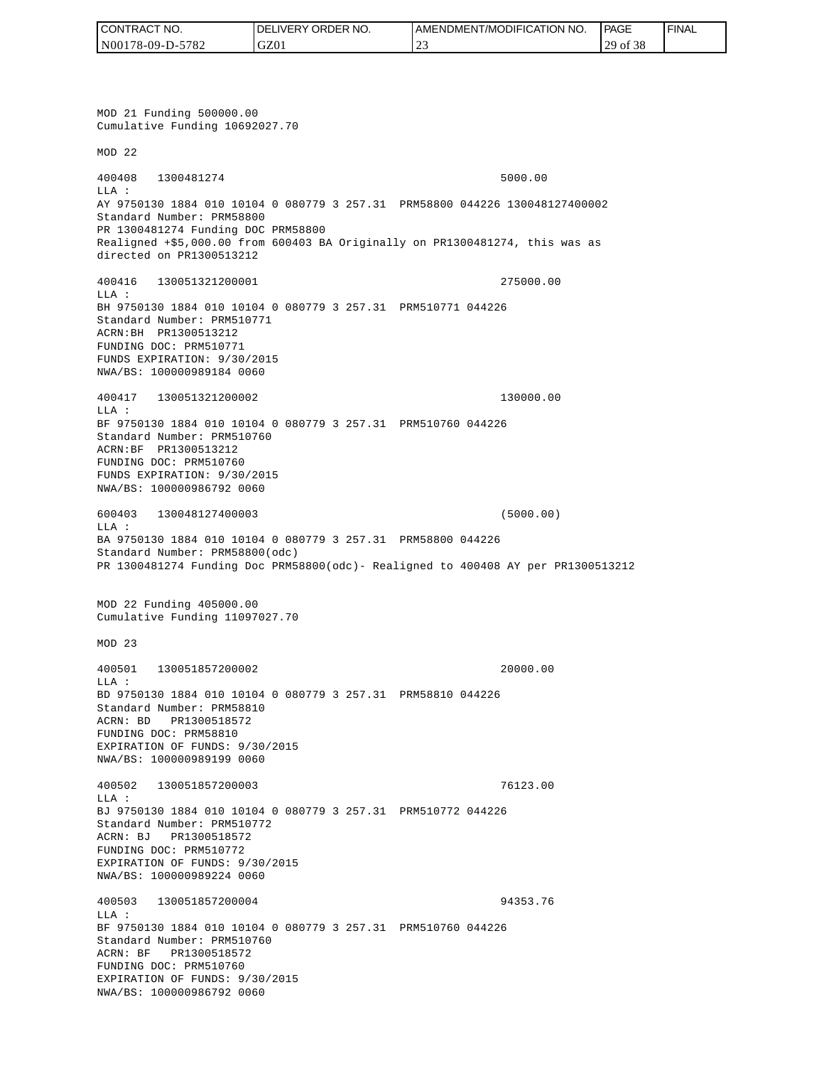MOD 21 Funding 500000.00
Cumulative Funding 10692027.70

MOD 22

400408 1300481274 5000.00
LLA :
AY 9750130 1884 010 10104 0 080779 3 257.31 PRM58800 044226 130048127400002
Standard Number: PRM58800
PR 1300481274 Funding DOC PRM58800
Realigned +$5,000.00 from 600403 BA Originally on PR1300481274, this was as directed on PR1300513212

400416 130051321200001 275000.00
LLA :
BH 9750130 1884 010 10104 0 080779 3 257.31 PRM510771 044226
Standard Number: PRM510771
ACRN:BH PR1300513212
FUNDING DOC: PRM510771
FUNDS EXPIRATION: 9/30/2015
NWA/BS: 100000989184 0060

400417 130051321200002 130000.00
LLA :
BF 9750130 1884 010 10104 0 080779 3 257.31 PRM510760 044226
Standard Number: PRM510760
ACRN:BF PR1300513212
FUNDING DOC: PRM510760
FUNDS EXPIRATION: 9/30/2015
NWA/BS: 100000986792 0060

600403 130048127400003 (5000.00)
LLA :
BA 9750130 1884 010 10104 0 080779 3 257.31 PRM58800 044226
Standard Number: PRM58800(odc)
PR 1300481274 Funding Doc PRM58800(odc)- Realigned to 400408 AY per PR1300513212

MOD 22 Funding 405000.00
Cumulative Funding 11097027.70

MOD 23

400501 130051857200002 20000.00
LLA :
BD 9750130 1884 010 10104 0 080779 3 257.31 PRM58810 044226
Standard Number: PRM58810
ACRN: BD PR1300518572
FUNDING DOC: PRM58810
EXPIRATION OF FUNDS: 9/30/2015
NWA/BS: 100000989199 0060

400502 130051857200003 76123.00
LLA :
BJ 9750130 1884 010 10104 0 080779 3 257.31 PRM510772 044226
Standard Number: PRM510772
ACRN: BJ PR1300518572
FUNDING DOC: PRM510772
EXPIRATION OF FUNDS: 9/30/2015
NWA/BS: 100000989224 0060

400503 130051857200004 94353.76
LLA :
BF 9750130 1884 010 10104 0 080779 3 257.31 PRM510760 044226
Standard Number: PRM510760
ACRN: BF PR1300518572
FUNDING DOC: PRM510760
EXPIRATION OF FUNDS: 9/30/2015
NWA/BS: 100000986792 0060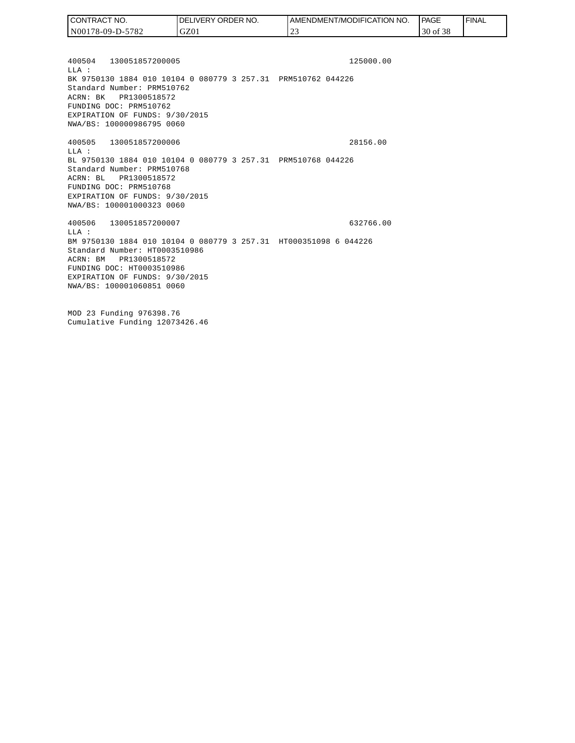| CONTRACT NO. | DELIVERY ORDER NO. | AMENDMENT/MODIFICATION NO. | PAGE | FINAL |
| --- | --- | --- | --- | --- |
| N00178-09-D-5782 | GZ01 | 23 | 30 of 38 | |

```
400504   130051857200005                                    125000.00
LLA :
BK 9750130 1884 010 10104 0 080779 3 257.31  PRM510762 044226
Standard Number: PRM510762
ACRN: BK   PR1300518572
FUNDING DOC: PRM510762
EXPIRATION OF FUNDS: 9/30/2015
NWA/BS: 100000986795 0060

400505   130051857200006                                    28156.00
LLA :
BL 9750130 1884 010 10104 0 080779 3 257.31  PRM510768 044226
Standard Number: PRM510768
ACRN: BL   PR1300518572
FUNDING DOC: PRM510768
EXPIRATION OF FUNDS: 9/30/2015
NWA/BS: 100001000323 0060

400506   130051857200007                                    632766.00
LLA :
BM 9750130 1884 010 10104 0 080779 3 257.31  HT000351098 6 044226
Standard Number: HT0003510986
ACRN: BM   PR1300518572
FUNDING DOC: HT0003510986
EXPIRATION OF FUNDS: 9/30/2015
NWA/BS: 100001060851 0060


MOD 23 Funding 976398.76
Cumulative Funding 12073426.46
```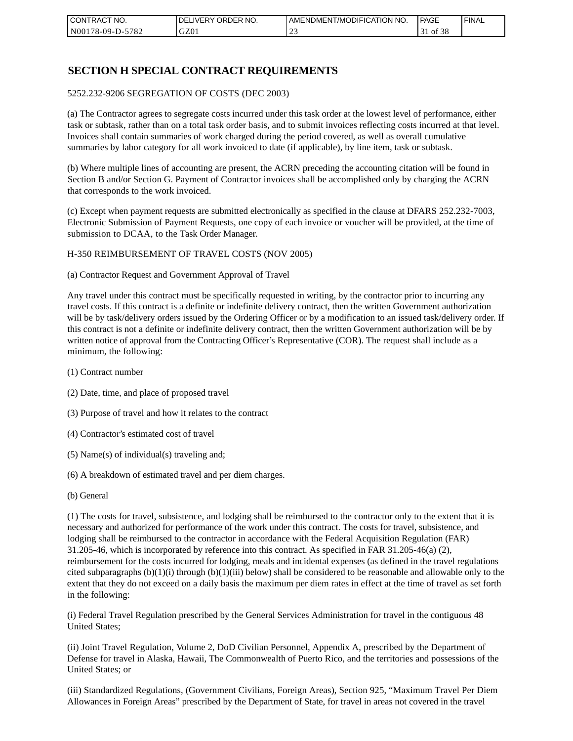# SECTION H SPECIAL CONTRACT REQUIREMENTS

5252.232-9206 SEGREGATION OF COSTS (DEC 2003)

(a) The Contractor agrees to segregate costs incurred under this task order at the lowest level of performance, either task or subtask, rather than on a total task order basis, and to submit invoices reflecting costs incurred at that level. Invoices shall contain summaries of work charged during the period covered, as well as overall cumulative summaries by labor category for all work invoiced to date (if applicable), by line item, task or subtask.

(b) Where multiple lines of accounting are present, the ACRN preceding the accounting citation will be found in Section B and/or Section G. Payment of Contractor invoices shall be accomplished only by charging the ACRN that corresponds to the work invoiced.

(c) Except when payment requests are submitted electronically as specified in the clause at DFARS 252.232-7003, Electronic Submission of Payment Requests, one copy of each invoice or voucher will be provided, at the time of submission to DCAA, to the Task Order Manager.

H-350 REIMBURSEMENT OF TRAVEL COSTS (NOV 2005)

(a) Contractor Request and Government Approval of Travel

Any travel under this contract must be specifically requested in writing, by the contractor prior to incurring any travel costs. If this contract is a definite or indefinite delivery contract, then the written Government authorization will be by task/delivery orders issued by the Ordering Officer or by a modification to an issued task/delivery order. If this contract is not a definite or indefinite delivery contract, then the written Government authorization will be by written notice of approval from the Contracting Officer's Representative (COR). The request shall include as a minimum, the following:

(1) Contract number

(2) Date, time, and place of proposed travel

(3) Purpose of travel and how it relates to the contract

(4) Contractor's estimated cost of travel

(5) Name(s) of individual(s) traveling and;

(6) A breakdown of estimated travel and per diem charges.

(b) General

(1) The costs for travel, subsistence, and lodging shall be reimbursed to the contractor only to the extent that it is necessary and authorized for performance of the work under this contract. The costs for travel, subsistence, and lodging shall be reimbursed to the contractor in accordance with the Federal Acquisition Regulation (FAR) 31.205-46, which is incorporated by reference into this contract. As specified in FAR 31.205-46(a) (2), reimbursement for the costs incurred for lodging, meals and incidental expenses (as defined in the travel regulations cited subparagraphs (b)(1)(i) through (b)(1)(iii) below) shall be considered to be reasonable and allowable only to the extent that they do not exceed on a daily basis the maximum per diem rates in effect at the time of travel as set forth in the following:

(i) Federal Travel Regulation prescribed by the General Services Administration for travel in the contiguous 48 United States;

(ii) Joint Travel Regulation, Volume 2, DoD Civilian Personnel, Appendix A, prescribed by the Department of Defense for travel in Alaska, Hawaii, The Commonwealth of Puerto Rico, and the territories and possessions of the United States; or

(iii) Standardized Regulations, (Government Civilians, Foreign Areas), Section 925, "Maximum Travel Per Diem Allowances in Foreign Areas" prescribed by the Department of State, for travel in areas not covered in the travel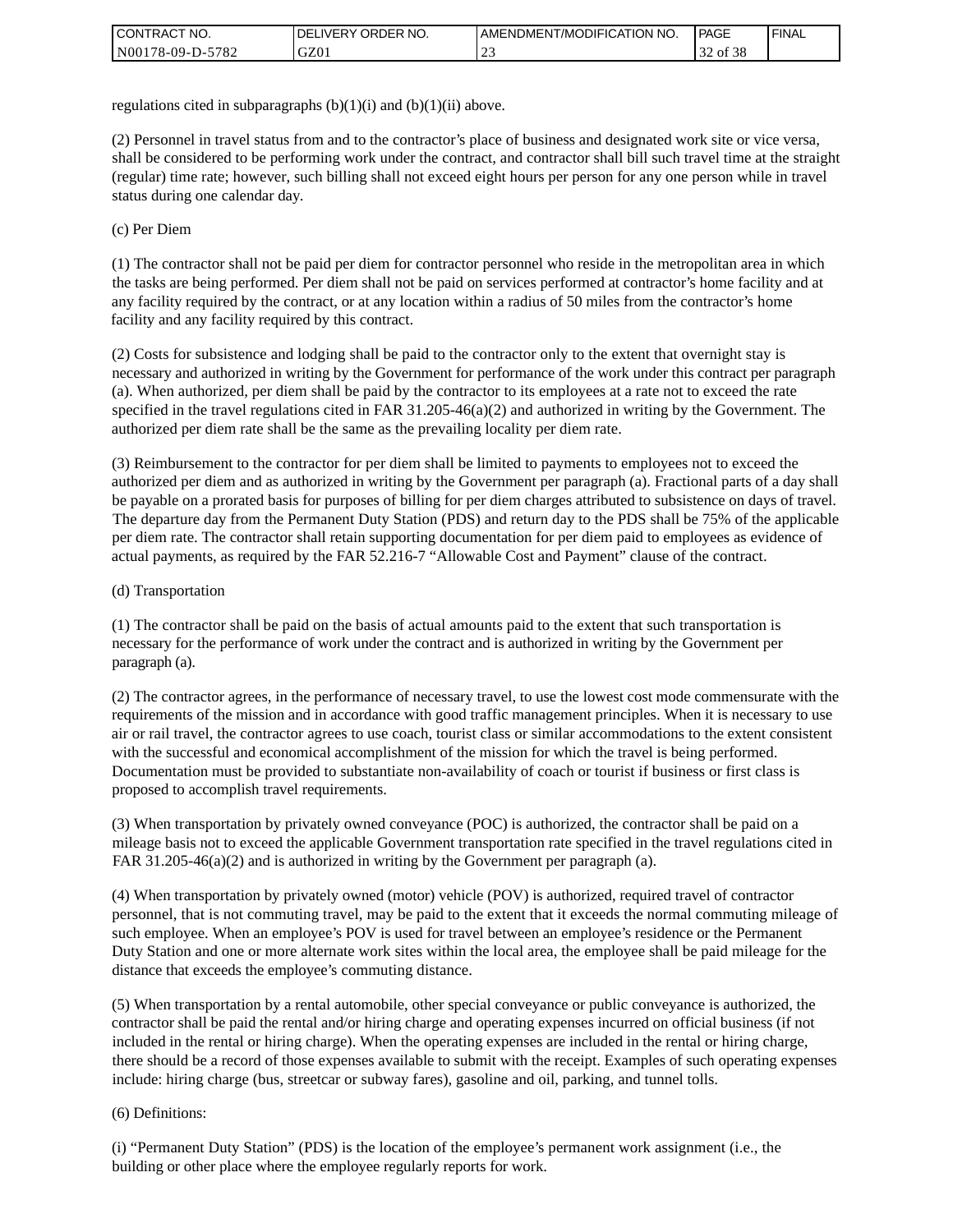regulations cited in subparagraphs (b)(1)(i) and (b)(1)(ii) above.

(2) Personnel in travel status from and to the contractor's place of business and designated work site or vice versa, shall be considered to be performing work under the contract, and contractor shall bill such travel time at the straight (regular) time rate; however, such billing shall not exceed eight hours per person for any one person while in travel status during one calendar day.

(c) Per Diem

(1) The contractor shall not be paid per diem for contractor personnel who reside in the metropolitan area in which the tasks are being performed. Per diem shall not be paid on services performed at contractor's home facility and at any facility required by the contract, or at any location within a radius of 50 miles from the contractor's home facility and any facility required by this contract.

(2) Costs for subsistence and lodging shall be paid to the contractor only to the extent that overnight stay is necessary and authorized in writing by the Government for performance of the work under this contract per paragraph (a). When authorized, per diem shall be paid by the contractor to its employees at a rate not to exceed the rate specified in the travel regulations cited in FAR 31.205-46(a)(2) and authorized in writing by the Government. The authorized per diem rate shall be the same as the prevailing locality per diem rate.

(3) Reimbursement to the contractor for per diem shall be limited to payments to employees not to exceed the authorized per diem and as authorized in writing by the Government per paragraph (a). Fractional parts of a day shall be payable on a prorated basis for purposes of billing for per diem charges attributed to subsistence on days of travel. The departure day from the Permanent Duty Station (PDS) and return day to the PDS shall be 75% of the applicable per diem rate. The contractor shall retain supporting documentation for per diem paid to employees as evidence of actual payments, as required by the FAR 52.216-7 "Allowable Cost and Payment" clause of the contract.

(d) Transportation

(1) The contractor shall be paid on the basis of actual amounts paid to the extent that such transportation is necessary for the performance of work under the contract and is authorized in writing by the Government per paragraph (a).

(2) The contractor agrees, in the performance of necessary travel, to use the lowest cost mode commensurate with the requirements of the mission and in accordance with good traffic management principles. When it is necessary to use air or rail travel, the contractor agrees to use coach, tourist class or similar accommodations to the extent consistent with the successful and economical accomplishment of the mission for which the travel is being performed. Documentation must be provided to substantiate non-availability of coach or tourist if business or first class is proposed to accomplish travel requirements.

(3) When transportation by privately owned conveyance (POC) is authorized, the contractor shall be paid on a mileage basis not to exceed the applicable Government transportation rate specified in the travel regulations cited in FAR 31.205-46(a)(2) and is authorized in writing by the Government per paragraph (a).

(4) When transportation by privately owned (motor) vehicle (POV) is authorized, required travel of contractor personnel, that is not commuting travel, may be paid to the extent that it exceeds the normal commuting mileage of such employee. When an employee's POV is used for travel between an employee's residence or the Permanent Duty Station and one or more alternate work sites within the local area, the employee shall be paid mileage for the distance that exceeds the employee's commuting distance.

(5) When transportation by a rental automobile, other special conveyance or public conveyance is authorized, the contractor shall be paid the rental and/or hiring charge and operating expenses incurred on official business (if not included in the rental or hiring charge). When the operating expenses are included in the rental or hiring charge, there should be a record of those expenses available to submit with the receipt. Examples of such operating expenses include: hiring charge (bus, streetcar or subway fares), gasoline and oil, parking, and tunnel tolls.

(6) Definitions:

(i) "Permanent Duty Station" (PDS) is the location of the employee's permanent work assignment (i.e., the building or other place where the employee regularly reports for work.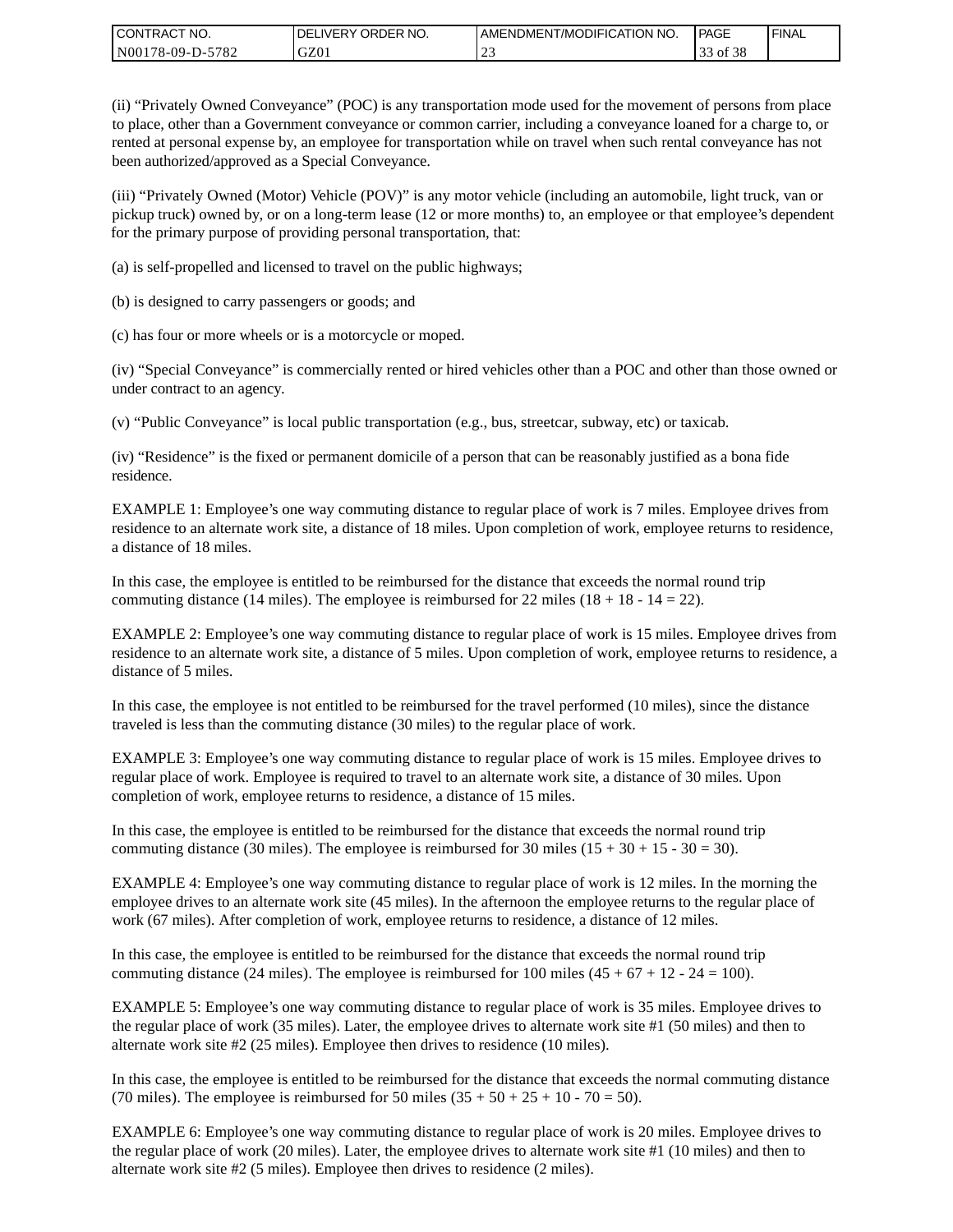(ii) “Privately Owned Conveyance” (POC) is any transportation mode used for the movement of persons from place to place, other than a Government conveyance or common carrier, including a conveyance loaned for a charge to, or rented at personal expense by, an employee for transportation while on travel when such rental conveyance has not been authorized/approved as a Special Conveyance.

(iii) “Privately Owned (Motor) Vehicle (POV)” is any motor vehicle (including an automobile, light truck, van or pickup truck) owned by, or on a long-term lease (12 or more months) to, an employee or that employee’s dependent for the primary purpose of providing personal transportation, that:

(a) is self-propelled and licensed to travel on the public highways;

(b) is designed to carry passengers or goods; and

(c) has four or more wheels or is a motorcycle or moped.

(iv) “Special Conveyance” is commercially rented or hired vehicles other than a POC and other than those owned or under contract to an agency.

(v) “Public Conveyance” is local public transportation (e.g., bus, streetcar, subway, etc) or taxicab.

(iv) “Residence” is the fixed or permanent domicile of a person that can be reasonably justified as a bona fide residence.

EXAMPLE 1: Employee’s one way commuting distance to regular place of work is 7 miles. Employee drives from residence to an alternate work site, a distance of 18 miles. Upon completion of work, employee returns to residence, a distance of 18 miles.

In this case, the employee is entitled to be reimbursed for the distance that exceeds the normal round trip commuting distance (14 miles). The employee is reimbursed for 22 miles (18 + 18 - 14 = 22).

EXAMPLE 2: Employee’s one way commuting distance to regular place of work is 15 miles. Employee drives from residence to an alternate work site, a distance of 5 miles. Upon completion of work, employee returns to residence, a distance of 5 miles.

In this case, the employee is not entitled to be reimbursed for the travel performed (10 miles), since the distance traveled is less than the commuting distance (30 miles) to the regular place of work.

EXAMPLE 3: Employee’s one way commuting distance to regular place of work is 15 miles. Employee drives to regular place of work. Employee is required to travel to an alternate work site, a distance of 30 miles. Upon completion of work, employee returns to residence, a distance of 15 miles.

In this case, the employee is entitled to be reimbursed for the distance that exceeds the normal round trip commuting distance (30 miles). The employee is reimbursed for 30 miles (15 + 30 + 15 - 30 = 30).

EXAMPLE 4: Employee’s one way commuting distance to regular place of work is 12 miles. In the morning the employee drives to an alternate work site (45 miles). In the afternoon the employee returns to the regular place of work (67 miles). After completion of work, employee returns to residence, a distance of 12 miles.

In this case, the employee is entitled to be reimbursed for the distance that exceeds the normal round trip commuting distance (24 miles). The employee is reimbursed for 100 miles (45 + 67 + 12 - 24 = 100).

EXAMPLE 5: Employee’s one way commuting distance to regular place of work is 35 miles. Employee drives to the regular place of work (35 miles). Later, the employee drives to alternate work site #1 (50 miles) and then to alternate work site #2 (25 miles). Employee then drives to residence (10 miles).

In this case, the employee is entitled to be reimbursed for the distance that exceeds the normal commuting distance (70 miles). The employee is reimbursed for 50 miles (35 + 50 + 25 + 10 - 70 = 50).

EXAMPLE 6: Employee’s one way commuting distance to regular place of work is 20 miles. Employee drives to the regular place of work (20 miles). Later, the employee drives to alternate work site #1 (10 miles) and then to alternate work site #2 (5 miles). Employee then drives to residence (2 miles).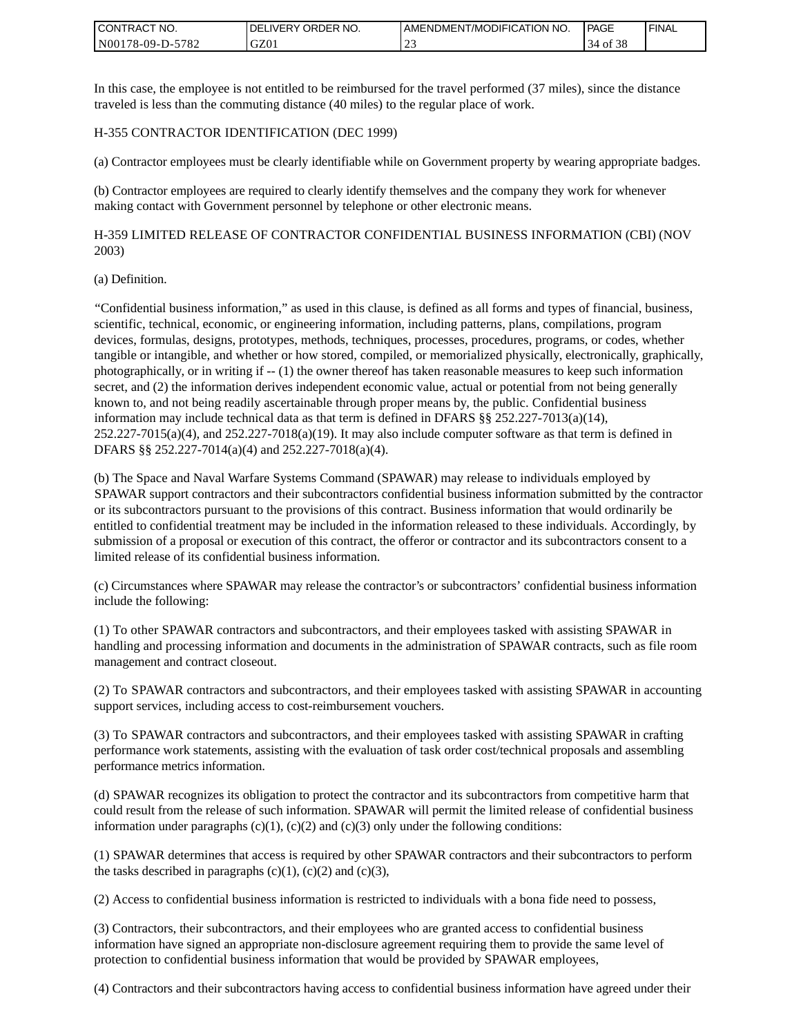In this case, the employee is not entitled to be reimbursed for the travel performed (37 miles), since the distance traveled is less than the commuting distance (40 miles) to the regular place of work.

H-355 CONTRACTOR IDENTIFICATION (DEC 1999)

(a) Contractor employees must be clearly identifiable while on Government property by wearing appropriate badges.

(b) Contractor employees are required to clearly identify themselves and the company they work for whenever making contact with Government personnel by telephone or other electronic means.

H-359 LIMITED RELEASE OF CONTRACTOR CONFIDENTIAL BUSINESS INFORMATION (CBI) (NOV 2003)

(a) Definition.

"Confidential business information," as used in this clause, is defined as all forms and types of financial, business, scientific, technical, economic, or engineering information, including patterns, plans, compilations, program devices, formulas, designs, prototypes, methods, techniques, processes, procedures, programs, or codes, whether tangible or intangible, and whether or how stored, compiled, or memorialized physically, electronically, graphically, photographically, or in writing if -- (1) the owner thereof has taken reasonable measures to keep such information secret, and (2) the information derives independent economic value, actual or potential from not being generally known to, and not being readily ascertainable through proper means by, the public. Confidential business information may include technical data as that term is defined in DFARS §§ 252.227-7013(a)(14), 252.227-7015(a)(4), and 252.227-7018(a)(19). It may also include computer software as that term is defined in DFARS §§ 252.227-7014(a)(4) and 252.227-7018(a)(4).

(b) The Space and Naval Warfare Systems Command (SPAWAR) may release to individuals employed by SPAWAR support contractors and their subcontractors confidential business information submitted by the contractor or its subcontractors pursuant to the provisions of this contract. Business information that would ordinarily be entitled to confidential treatment may be included in the information released to these individuals. Accordingly, by submission of a proposal or execution of this contract, the offeror or contractor and its subcontractors consent to a limited release of its confidential business information.

(c) Circumstances where SPAWAR may release the contractor's or subcontractors' confidential business information include the following:

(1) To other SPAWAR contractors and subcontractors, and their employees tasked with assisting SPAWAR in handling and processing information and documents in the administration of SPAWAR contracts, such as file room management and contract closeout.

(2) To SPAWAR contractors and subcontractors, and their employees tasked with assisting SPAWAR in accounting support services, including access to cost-reimbursement vouchers.

(3) To SPAWAR contractors and subcontractors, and their employees tasked with assisting SPAWAR in crafting performance work statements, assisting with the evaluation of task order cost/technical proposals and assembling performance metrics information.

(d) SPAWAR recognizes its obligation to protect the contractor and its subcontractors from competitive harm that could result from the release of such information. SPAWAR will permit the limited release of confidential business information under paragraphs (c)(1), (c)(2) and (c)(3) only under the following conditions:

(1) SPAWAR determines that access is required by other SPAWAR contractors and their subcontractors to perform the tasks described in paragraphs (c)(1), (c)(2) and (c)(3),

(2) Access to confidential business information is restricted to individuals with a bona fide need to possess,

(3) Contractors, their subcontractors, and their employees who are granted access to confidential business information have signed an appropriate non-disclosure agreement requiring them to provide the same level of protection to confidential business information that would be provided by SPAWAR employees,

(4) Contractors and their subcontractors having access to confidential business information have agreed under their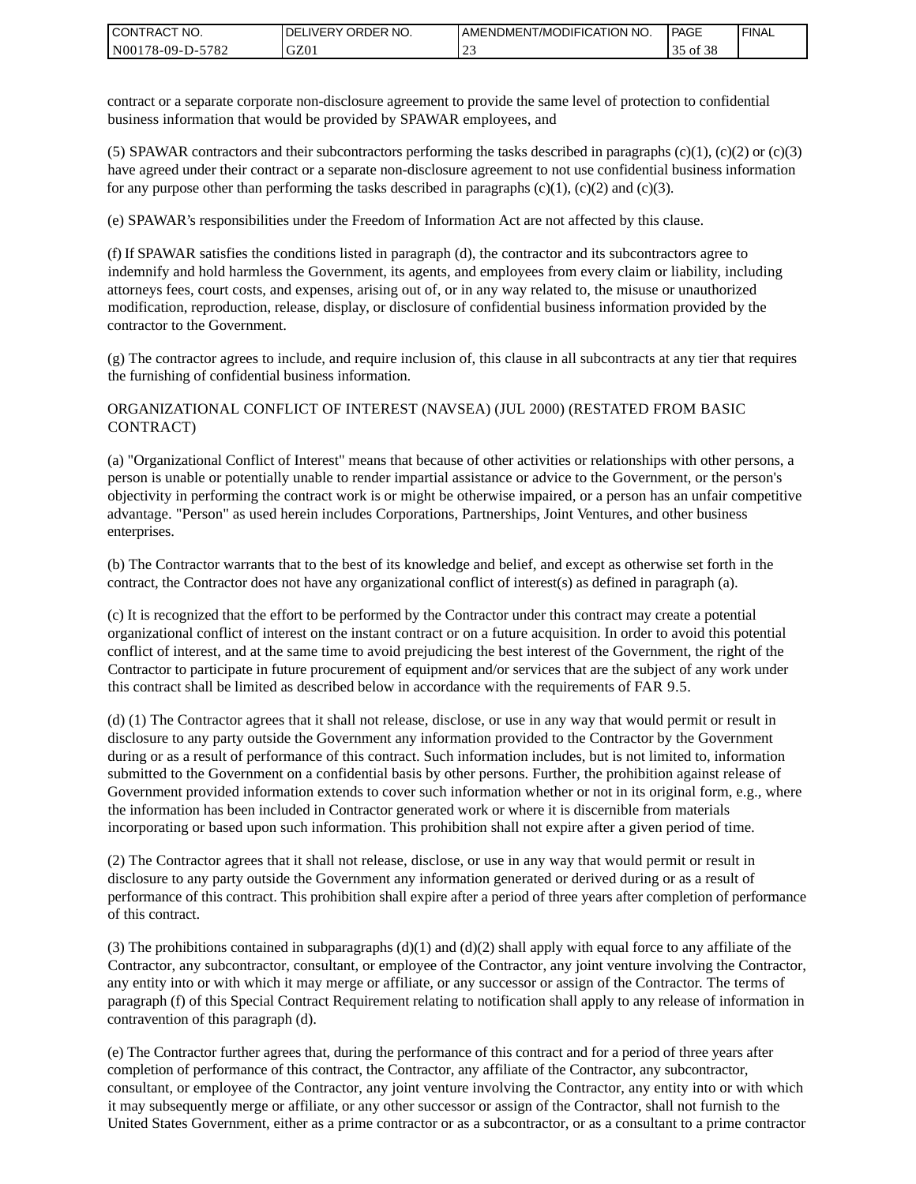contract or a separate corporate non-disclosure agreement to provide the same level of protection to confidential business information that would be provided by SPAWAR employees, and

(5) SPAWAR contractors and their subcontractors performing the tasks described in paragraphs (c)(1), (c)(2) or (c)(3) have agreed under their contract or a separate non-disclosure agreement to not use confidential business information for any purpose other than performing the tasks described in paragraphs (c)(1), (c)(2) and (c)(3).

(e) SPAWAR's responsibilities under the Freedom of Information Act are not affected by this clause.

(f) If SPAWAR satisfies the conditions listed in paragraph (d), the contractor and its subcontractors agree to indemnify and hold harmless the Government, its agents, and employees from every claim or liability, including attorneys fees, court costs, and expenses, arising out of, or in any way related to, the misuse or unauthorized modification, reproduction, release, display, or disclosure of confidential business information provided by the contractor to the Government.

(g) The contractor agrees to include, and require inclusion of, this clause in all subcontracts at any tier that requires the furnishing of confidential business information.

ORGANIZATIONAL CONFLICT OF INTEREST (NAVSEA) (JUL 2000) (RESTATED FROM BASIC CONTRACT)

(a) "Organizational Conflict of Interest" means that because of other activities or relationships with other persons, a person is unable or potentially unable to render impartial assistance or advice to the Government, or the person's objectivity in performing the contract work is or might be otherwise impaired, or a person has an unfair competitive advantage. "Person" as used herein includes Corporations, Partnerships, Joint Ventures, and other business enterprises.

(b) The Contractor warrants that to the best of its knowledge and belief, and except as otherwise set forth in the contract, the Contractor does not have any organizational conflict of interest(s) as defined in paragraph (a).

(c) It is recognized that the effort to be performed by the Contractor under this contract may create a potential organizational conflict of interest on the instant contract or on a future acquisition. In order to avoid this potential conflict of interest, and at the same time to avoid prejudicing the best interest of the Government, the right of the Contractor to participate in future procurement of equipment and/or services that are the subject of any work under this contract shall be limited as described below in accordance with the requirements of FAR 9.5.

(d) (1) The Contractor agrees that it shall not release, disclose, or use in any way that would permit or result in disclosure to any party outside the Government any information provided to the Contractor by the Government during or as a result of performance of this contract. Such information includes, but is not limited to, information submitted to the Government on a confidential basis by other persons. Further, the prohibition against release of Government provided information extends to cover such information whether or not in its original form, e.g., where the information has been included in Contractor generated work or where it is discernible from materials incorporating or based upon such information. This prohibition shall not expire after a given period of time.

(2) The Contractor agrees that it shall not release, disclose, or use in any way that would permit or result in disclosure to any party outside the Government any information generated or derived during or as a result of performance of this contract. This prohibition shall expire after a period of three years after completion of performance of this contract.

(3) The prohibitions contained in subparagraphs (d)(1) and (d)(2) shall apply with equal force to any affiliate of the Contractor, any subcontractor, consultant, or employee of the Contractor, any joint venture involving the Contractor, any entity into or with which it may merge or affiliate, or any successor or assign of the Contractor. The terms of paragraph (f) of this Special Contract Requirement relating to notification shall apply to any release of information in contravention of this paragraph (d).

(e) The Contractor further agrees that, during the performance of this contract and for a period of three years after completion of performance of this contract, the Contractor, any affiliate of the Contractor, any subcontractor, consultant, or employee of the Contractor, any joint venture involving the Contractor, any entity into or with which it may subsequently merge or affiliate, or any other successor or assign of the Contractor, shall not furnish to the United States Government, either as a prime contractor or as a subcontractor, or as a consultant to a prime contractor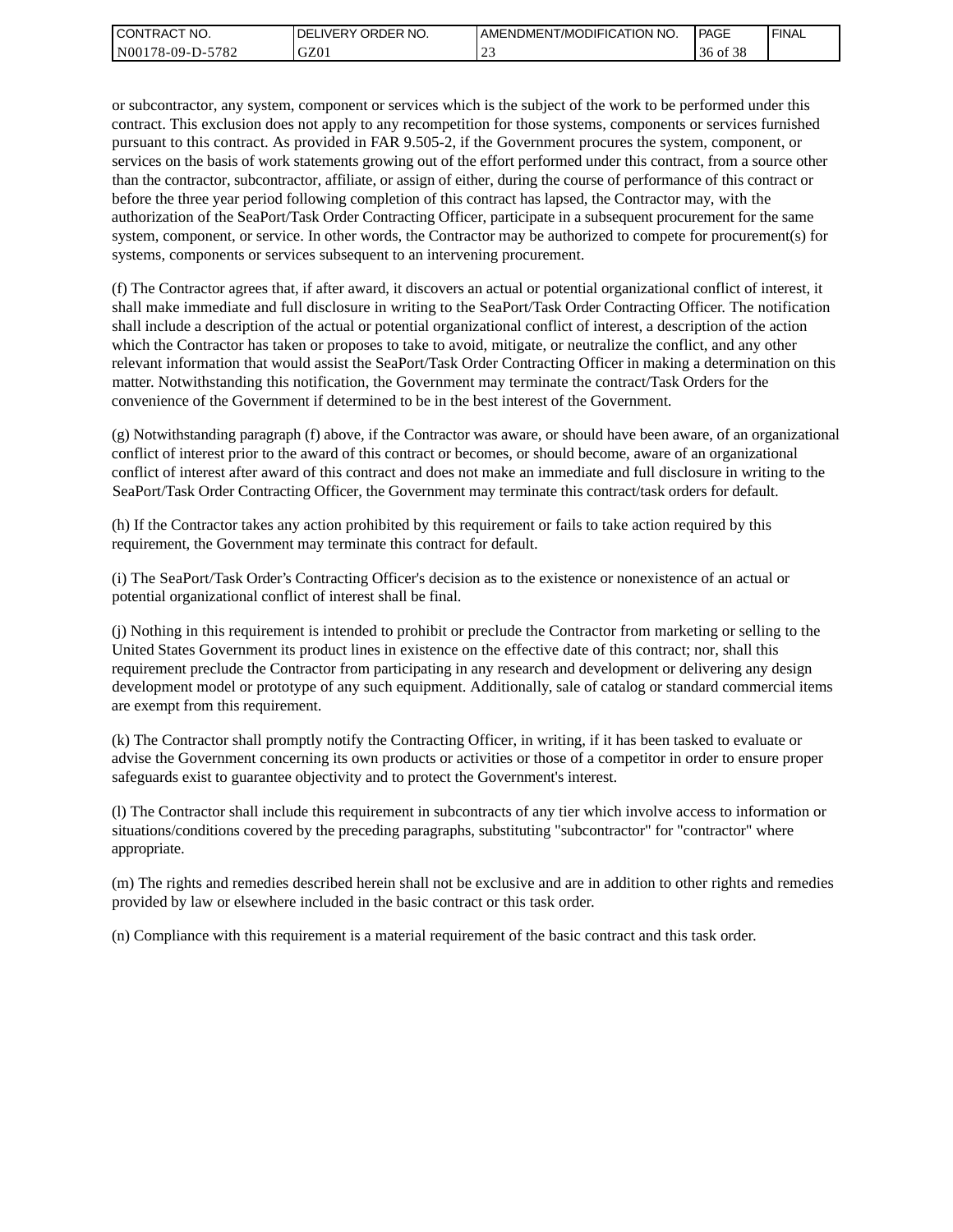or subcontractor, any system, component or services which is the subject of the work to be performed under this contract. This exclusion does not apply to any recompetition for those systems, components or services furnished pursuant to this contract. As provided in FAR 9.505-2, if the Government procures the system, component, or services on the basis of work statements growing out of the effort performed under this contract, from a source other than the contractor, subcontractor, affiliate, or assign of either, during the course of performance of this contract or before the three year period following completion of this contract has lapsed, the Contractor may, with the authorization of the SeaPort/Task Order Contracting Officer, participate in a subsequent procurement for the same system, component, or service. In other words, the Contractor may be authorized to compete for procurement(s) for systems, components or services subsequent to an intervening procurement.

(f) The Contractor agrees that, if after award, it discovers an actual or potential organizational conflict of interest, it shall make immediate and full disclosure in writing to the SeaPort/Task Order Contracting Officer. The notification shall include a description of the actual or potential organizational conflict of interest, a description of the action which the Contractor has taken or proposes to take to avoid, mitigate, or neutralize the conflict, and any other relevant information that would assist the SeaPort/Task Order Contracting Officer in making a determination on this matter. Notwithstanding this notification, the Government may terminate the contract/Task Orders for the convenience of the Government if determined to be in the best interest of the Government.

(g) Notwithstanding paragraph (f) above, if the Contractor was aware, or should have been aware, of an organizational conflict of interest prior to the award of this contract or becomes, or should become, aware of an organizational conflict of interest after award of this contract and does not make an immediate and full disclosure in writing to the SeaPort/Task Order Contracting Officer, the Government may terminate this contract/task orders for default.

(h) If the Contractor takes any action prohibited by this requirement or fails to take action required by this requirement, the Government may terminate this contract for default.

(i) The SeaPort/Task Order's Contracting Officer's decision as to the existence or nonexistence of an actual or potential organizational conflict of interest shall be final.

(j) Nothing in this requirement is intended to prohibit or preclude the Contractor from marketing or selling to the United States Government its product lines in existence on the effective date of this contract; nor, shall this requirement preclude the Contractor from participating in any research and development or delivering any design development model or prototype of any such equipment. Additionally, sale of catalog or standard commercial items are exempt from this requirement.

(k) The Contractor shall promptly notify the Contracting Officer, in writing, if it has been tasked to evaluate or advise the Government concerning its own products or activities or those of a competitor in order to ensure proper safeguards exist to guarantee objectivity and to protect the Government's interest.

(l) The Contractor shall include this requirement in subcontracts of any tier which involve access to information or situations/conditions covered by the preceding paragraphs, substituting "subcontractor" for "contractor" where appropriate.

(m) The rights and remedies described herein shall not be exclusive and are in addition to other rights and remedies provided by law or elsewhere included in the basic contract or this task order.

(n) Compliance with this requirement is a material requirement of the basic contract and this task order.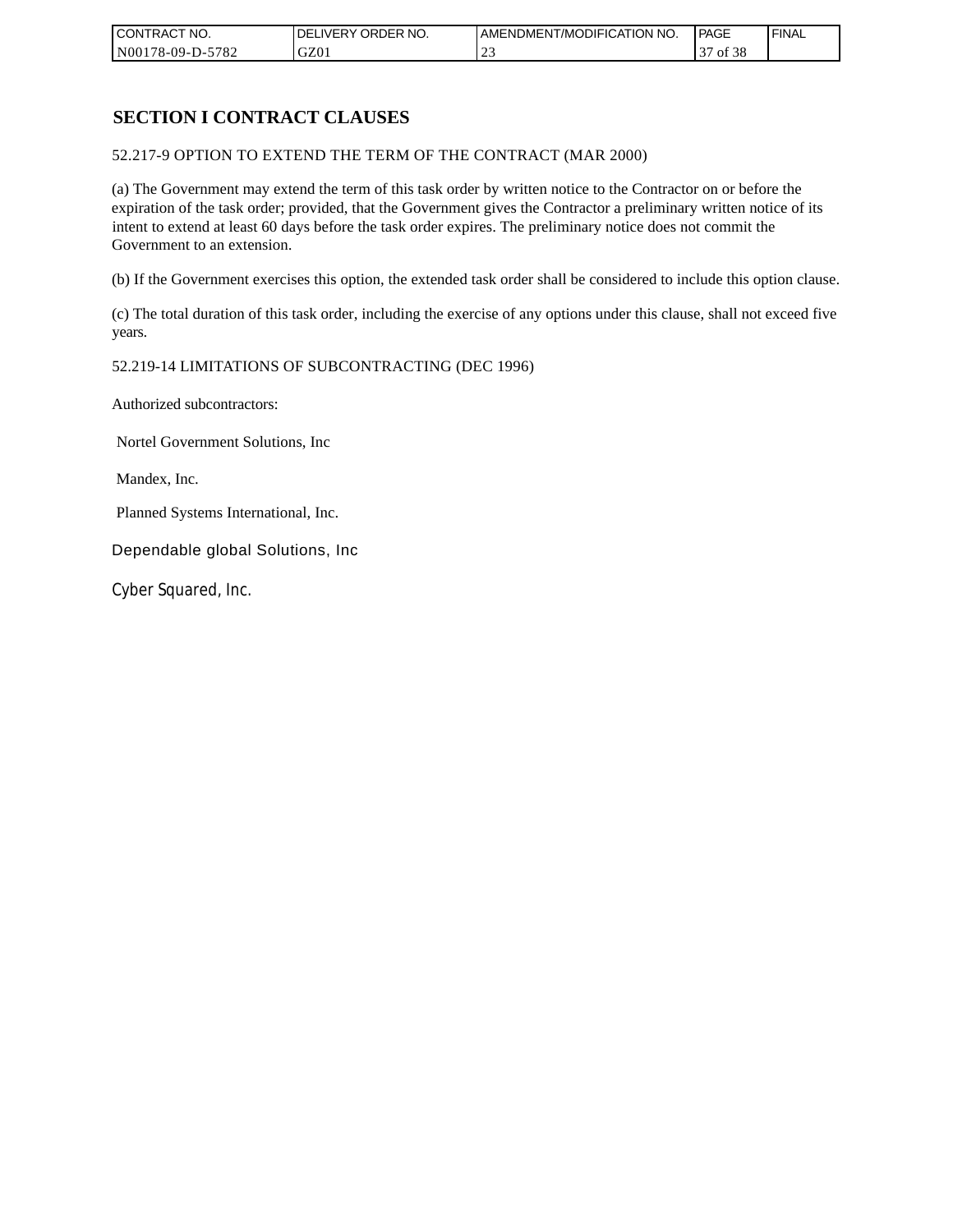## SECTION I CONTRACT CLAUSES

52.217-9 OPTION TO EXTEND THE TERM OF THE CONTRACT (MAR 2000)

(a) The Government may extend the term of this task order by written notice to the Contractor on or before the expiration of the task order; provided, that the Government gives the Contractor a preliminary written notice of its intent to extend at least 60 days before the task order expires. The preliminary notice does not commit the Government to an extension.

(b) If the Government exercises this option, the extended task order shall be considered to include this option clause.

(c) The total duration of this task order, including the exercise of any options under this clause, shall not exceed five years.

52.219-14 LIMITATIONS OF SUBCONTRACTING (DEC 1996)

Authorized subcontractors:

Nortel Government Solutions, Inc

Mandex, Inc.

Planned Systems International, Inc.

Dependable global Solutions, Inc

Cyber Squared, Inc.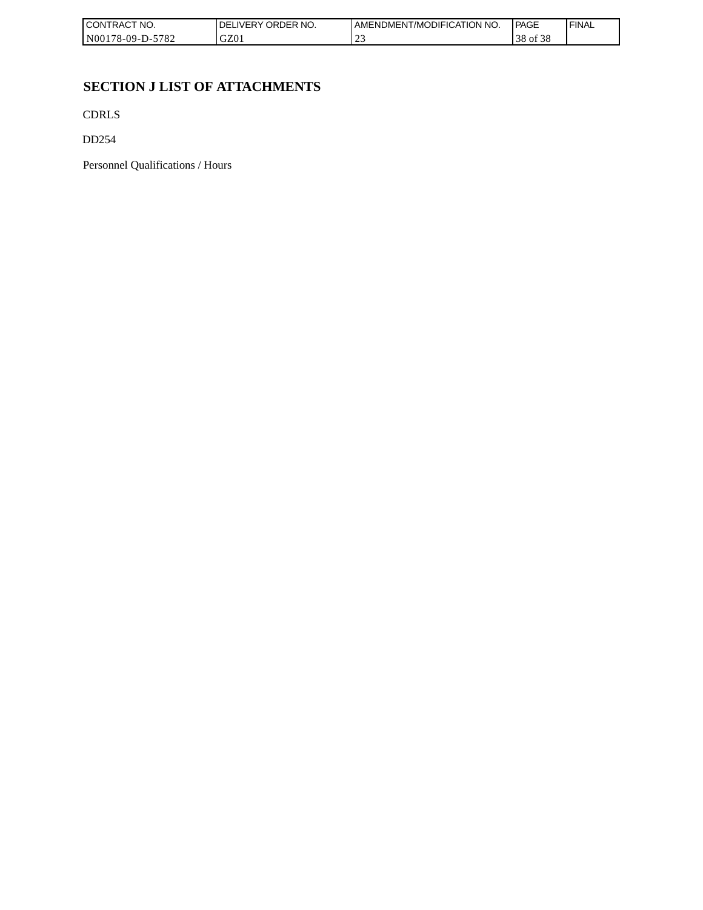# SECTION J LIST OF ATTACHMENTS

CDRLS

DD254

Personnel Qualifications / Hours